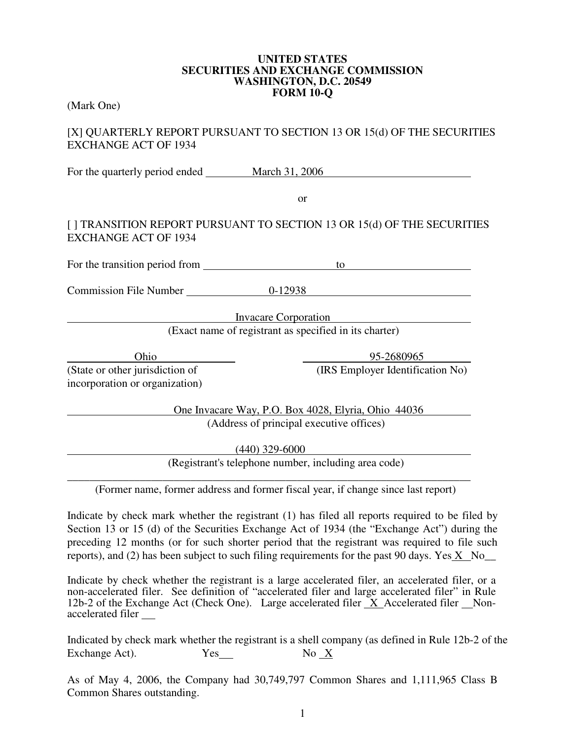# UNITED STATES
# SECURITIES AND EXCHANGE COMMISSION
# WASHINGTON, D.C. 20549
# FORM 10-Q

(Mark One)

[X] QUARTERLY REPORT PURSUANT TO SECTION 13 OR 15(d) OF THE SECURITIES EXCHANGE ACT OF 1934

For the quarterly period ended March 31, 2006

or

[ ] TRANSITION REPORT PURSUANT TO SECTION 13 OR 15(d) OF THE SECURITIES EXCHANGE ACT OF 1934

For the transition period from ______________ to ______________

Commission File Number 0-12938

Invacare Corporation
(Exact name of registrant as specified in its charter)

Ohio
(State or other jurisdiction of incorporation or organization)

95-2680965
(IRS Employer Identification No)

One Invacare Way, P.O. Box 4028, Elyria, Ohio 44036
(Address of principal executive offices)

(440) 329-6000
(Registrant's telephone number, including area code)

______________________________________________
(Former name, former address and former fiscal year, if change since last report)

Indicate by check mark whether the registrant (1) has filed all reports required to be filed by Section 13 or 15 (d) of the Securities Exchange Act of 1934 (the "Exchange Act") during the preceding 12 months (or for such shorter period that the registrant was required to file such reports), and (2) has been subject to such filing requirements for the past 90 days. Yes X No__

Indicate by check whether the registrant is a large accelerated filer, an accelerated filer, or a non-accelerated filer. See definition of "accelerated filer and large accelerated filer" in Rule 12b-2 of the Exchange Act (Check One). Large accelerated filer X Accelerated filer __ Non-accelerated filer __

Indicated by check mark whether the registrant is a shell company (as defined in Rule 12b-2 of the Exchange Act). Yes__ No X

As of May 4, 2006, the Company had 30,749,797 Common Shares and 1,111,965 Class B Common Shares outstanding.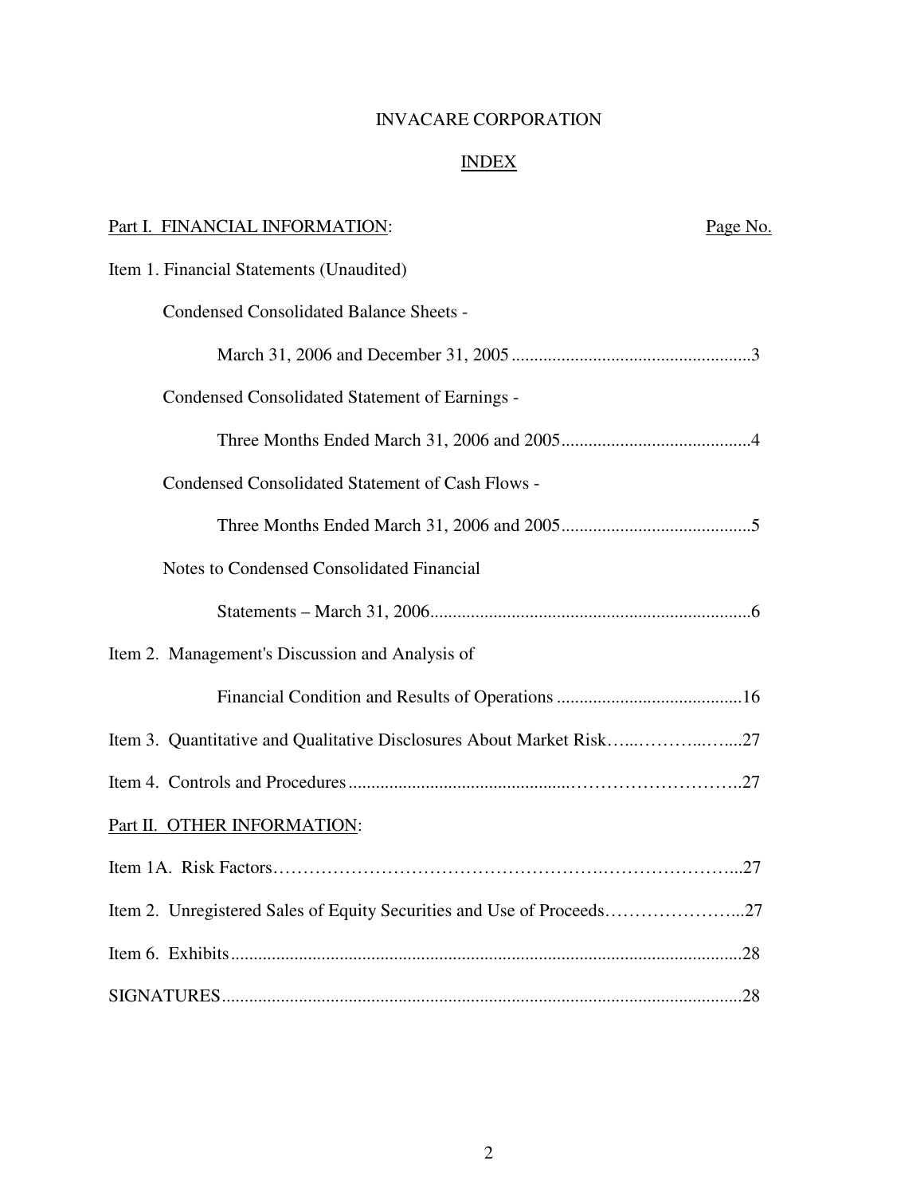# INVACARE CORPORATION

## INDEX

| Part I. FINANCIAL INFORMATION: | Page No. |
|---|---|
| Item 1. Financial Statements (Unaudited) | |
| Condensed Consolidated Balance Sheets - March 31, 2006 and December 31, 2005 | 3 |
| Condensed Consolidated Statement of Earnings - Three Months Ended March 31, 2006 and 2005 | 4 |
| Condensed Consolidated Statement of Cash Flows - Three Months Ended March 31, 2006 and 2005 | 5 |
| Notes to Condensed Consolidated Financial Statements – March 31, 2006 | 6 |
| Item 2. Management's Discussion and Analysis of Financial Condition and Results of Operations | 16 |
| Item 3. Quantitative and Qualitative Disclosures About Market Risk | 27 |
| Item 4. Controls and Procedures | 27 |
| **Part II. OTHER INFORMATION:** | |
| Item 1A. Risk Factors | 27 |
| Item 2. Unregistered Sales of Equity Securities and Use of Proceeds | 27 |
| Item 6. Exhibits | 28 |
| SIGNATURES | 28 |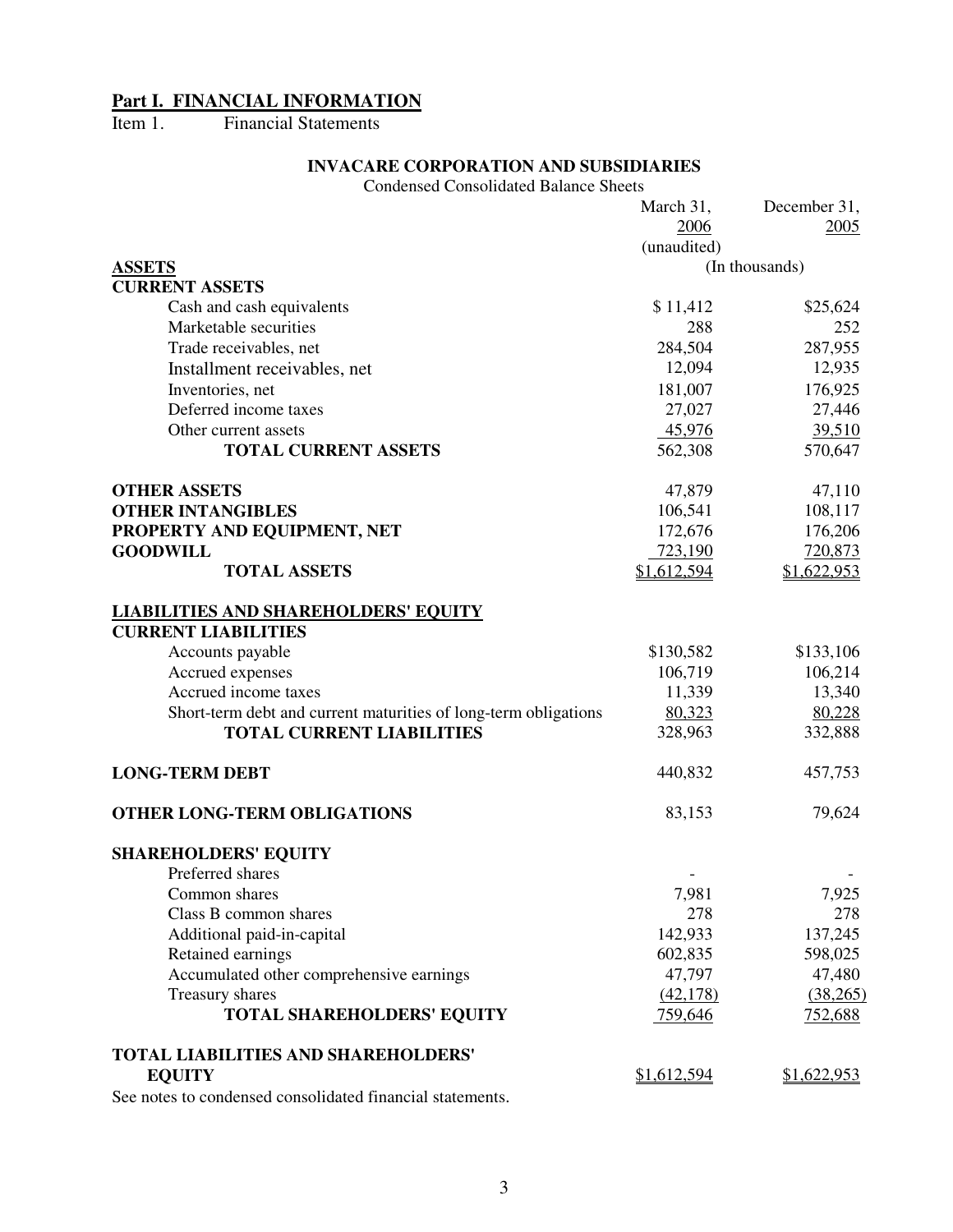## Part I. FINANCIAL INFORMATION

Item 1. Financial Statements

### INVACARE CORPORATION AND SUBSIDIARIES

Condensed Consolidated Balance Sheets

| | March 31, 2006 (unaudited) | December 31, 2005 |
|---|---|---|
| **ASSETS** | (In thousands) | |
| **CURRENT ASSETS** | | |
| Cash and cash equivalents | $ 11,412 | $25,624 |
| Marketable securities | 288 | 252 |
| Trade receivables, net | 284,504 | 287,955 |
| Installment receivables, net | 12,094 | 12,935 |
| Inventories, net | 181,007 | 176,925 |
| Deferred income taxes | 27,027 | 27,446 |
| Other current assets | 45,976 | 39,510 |
| **TOTAL CURRENT ASSETS** | 562,308 | 570,647 |
| **OTHER ASSETS** | 47,879 | 47,110 |
| **OTHER INTANGIBLES** | 106,541 | 108,117 |
| **PROPERTY AND EQUIPMENT, NET** | 172,676 | 176,206 |
| **GOODWILL** | 723,190 | 720,873 |
| **TOTAL ASSETS** | $1,612,594 | $1,622,953 |
| **LIABILITIES AND SHAREHOLDERS' EQUITY** | | |
| **CURRENT LIABILITIES** | | |
| Accounts payable | $130,582 | $133,106 |
| Accrued expenses | 106,719 | 106,214 |
| Accrued income taxes | 11,339 | 13,340 |
| Short-term debt and current maturities of long-term obligations | 80,323 | 80,228 |
| **TOTAL CURRENT LIABILITIES** | 328,963 | 332,888 |
| **LONG-TERM DEBT** | 440,832 | 457,753 |
| **OTHER LONG-TERM OBLIGATIONS** | 83,153 | 79,624 |
| **SHAREHOLDERS' EQUITY** | | |
| Preferred shares | - | - |
| Common shares | 7,981 | 7,925 |
| Class B common shares | 278 | 278 |
| Additional paid-in-capital | 142,933 | 137,245 |
| Retained earnings | 602,835 | 598,025 |
| Accumulated other comprehensive earnings | 47,797 | 47,480 |
| Treasury shares | (42,178) | (38,265) |
| **TOTAL SHAREHOLDERS' EQUITY** | 759,646 | 752,688 |
| **TOTAL LIABILITIES AND SHAREHOLDERS' EQUITY** | $1,612,594 | $1,622,953 |

See notes to condensed consolidated financial statements.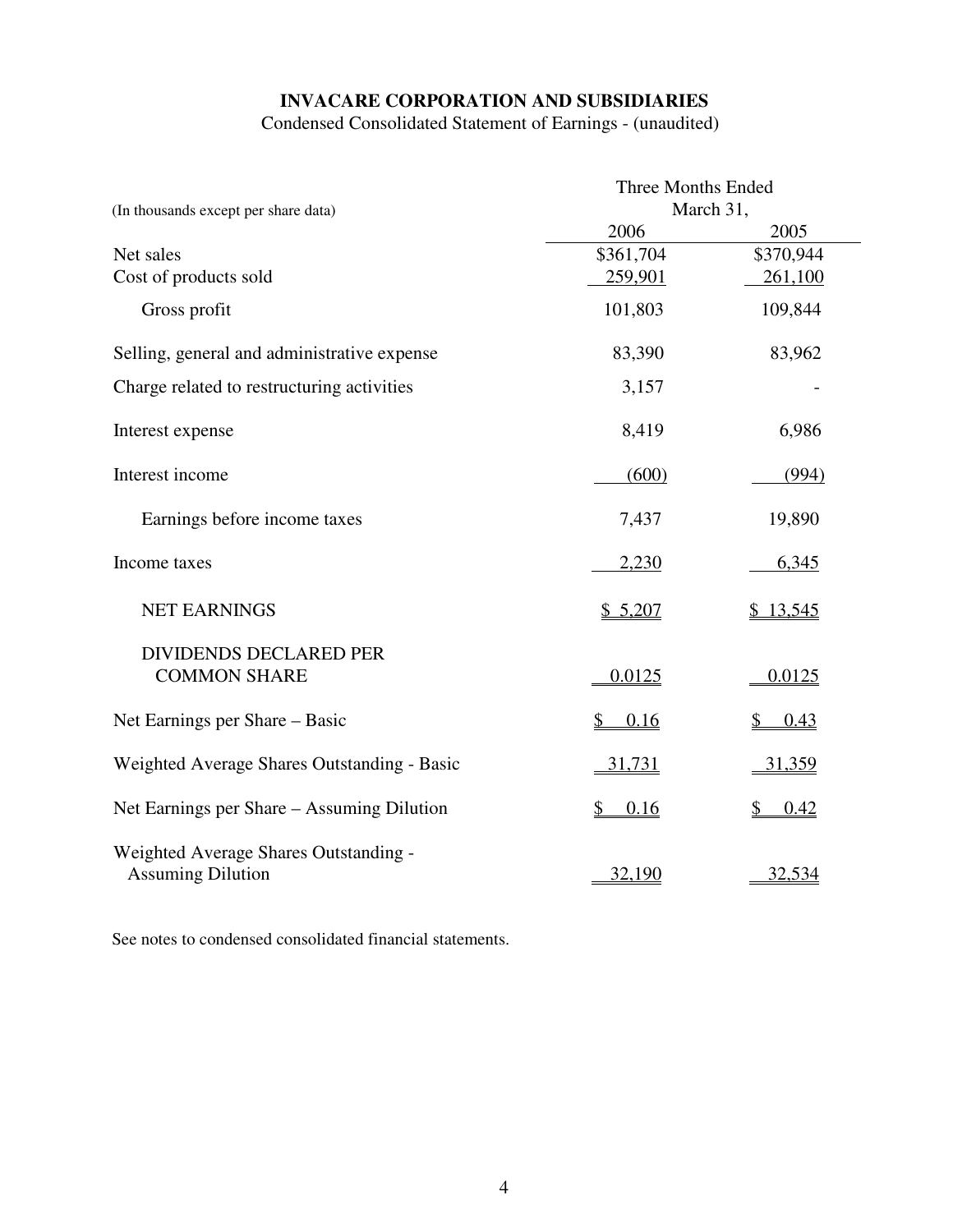# INVACARE CORPORATION AND SUBSIDIARIES

Condensed Consolidated Statement of Earnings - (unaudited)

| (In thousands except per share data) | Three Months Ended March 31, 2006 | Three Months Ended March 31, 2005 |
|---|---|---|
| Net sales | $361,704 | $370,944 |
| Cost of products sold | 259,901 | 261,100 |
| Gross profit | 101,803 | 109,844 |
| Selling, general and administrative expense | 83,390 | 83,962 |
| Charge related to restructuring activities | 3,157 | - |
| Interest expense | 8,419 | 6,986 |
| Interest income | (600) | (994) |
| Earnings before income taxes | 7,437 | 19,890 |
| Income taxes | 2,230 | 6,345 |
| NET EARNINGS | $ 5,207 | $ 13,545 |
| DIVIDENDS DECLARED PER COMMON SHARE | 0.0125 | 0.0125 |
| Net Earnings per Share – Basic | $ 0.16 | $ 0.43 |
| Weighted Average Shares Outstanding - Basic | 31,731 | 31,359 |
| Net Earnings per Share – Assuming Dilution | $ 0.16 | $ 0.42 |
| Weighted Average Shares Outstanding - Assuming Dilution | 32,190 | 32,534 |

See notes to condensed consolidated financial statements.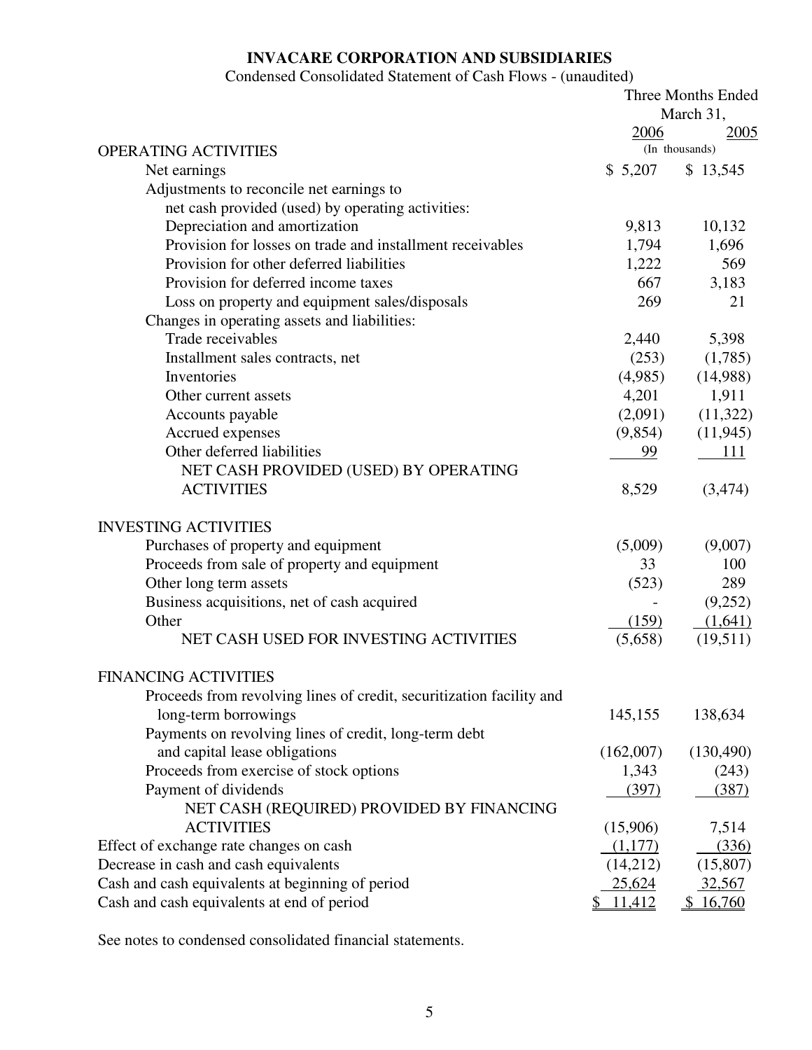**INVACARE CORPORATION AND SUBSIDIARIES**

Condensed Consolidated Statement of Cash Flows - (unaudited)

| | Three Months Ended March 31, | |
|---|---|---|
| | 2006 | 2005 |
| | (In thousands) | |
| OPERATING ACTIVITIES | | |
| Net earnings | $ 5,207 | $ 13,545 |
| Adjustments to reconcile net earnings to net cash provided (used) by operating activities: | | |
| Depreciation and amortization | 9,813 | 10,132 |
| Provision for losses on trade and installment receivables | 1,794 | 1,696 |
| Provision for other deferred liabilities | 1,222 | 569 |
| Provision for deferred income taxes | 667 | 3,183 |
| Loss on property and equipment sales/disposals | 269 | 21 |
| Changes in operating assets and liabilities: | | |
| Trade receivables | 2,440 | 5,398 |
| Installment sales contracts, net | (253) | (1,785) |
| Inventories | (4,985) | (14,988) |
| Other current assets | 4,201 | 1,911 |
| Accounts payable | (2,091) | (11,322) |
| Accrued expenses | (9,854) | (11,945) |
| Other deferred liabilities | 99 | 111 |
| NET CASH PROVIDED (USED) BY OPERATING ACTIVITIES | 8,529 | (3,474) |
| INVESTING ACTIVITIES | | |
| Purchases of property and equipment | (5,009) | (9,007) |
| Proceeds from sale of property and equipment | 33 | 100 |
| Other long term assets | (523) | 289 |
| Business acquisitions, net of cash acquired | - | (9,252) |
| Other | (159) | (1,641) |
| NET CASH USED FOR INVESTING ACTIVITIES | (5,658) | (19,511) |
| FINANCING ACTIVITIES | | |
| Proceeds from revolving lines of credit, securitization facility and long-term borrowings | 145,155 | 138,634 |
| Payments on revolving lines of credit, long-term debt and capital lease obligations | (162,007) | (130,490) |
| Proceeds from exercise of stock options | 1,343 | (243) |
| Payment of dividends | (397) | (387) |
| NET CASH (REQUIRED) PROVIDED BY FINANCING ACTIVITIES | (15,906) | 7,514 |
| Effect of exchange rate changes on cash | (1,177) | (336) |
| Decrease in cash and cash equivalents | (14,212) | (15,807) |
| Cash and cash equivalents at beginning of period | 25,624 | 32,567 |
| Cash and cash equivalents at end of period | $ 11,412 | $ 16,760 |

See notes to condensed consolidated financial statements.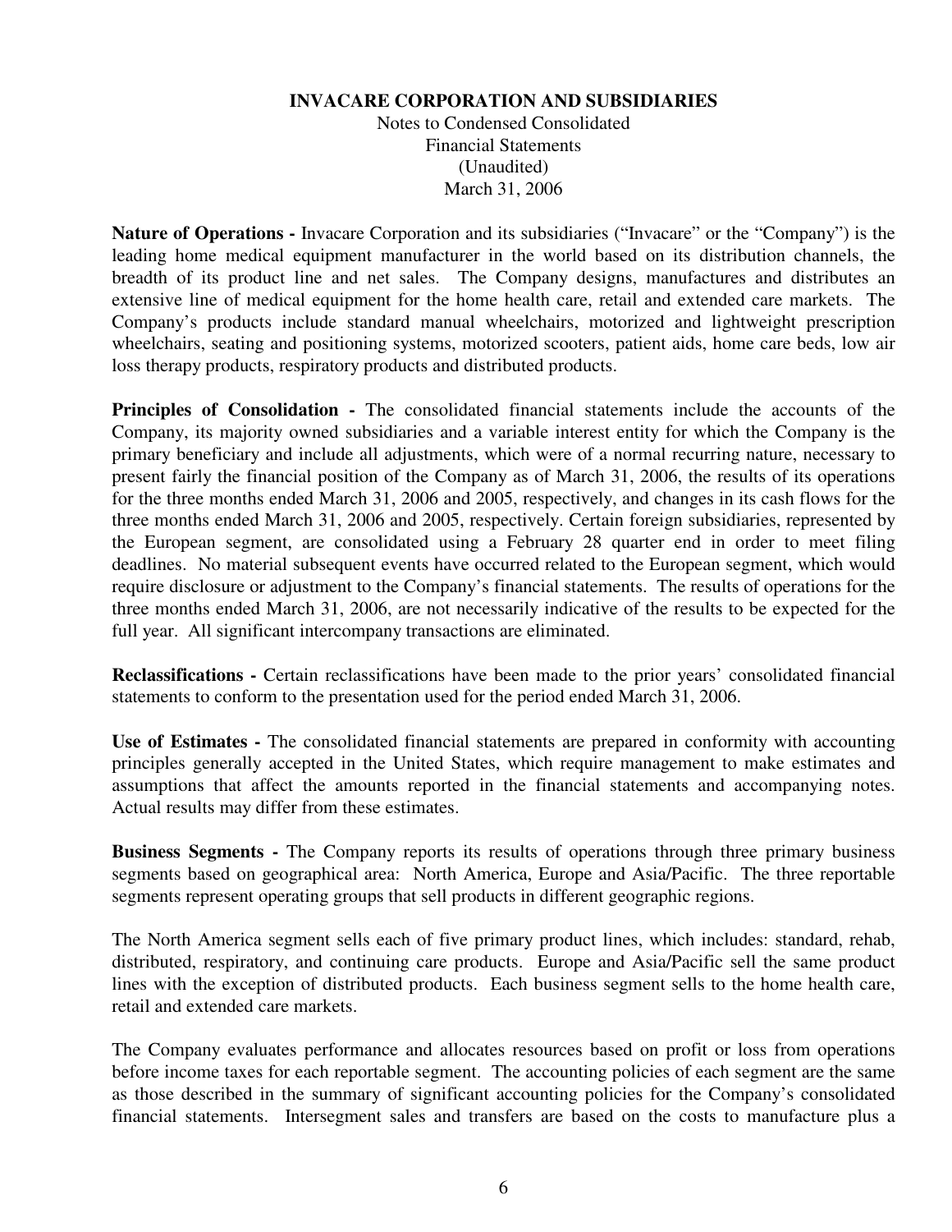**INVACARE CORPORATION AND SUBSIDIARIES**

Notes to Condensed Consolidated
Financial Statements
(Unaudited)
March 31, 2006

**Nature of Operations -** Invacare Corporation and its subsidiaries ("Invacare" or the "Company") is the leading home medical equipment manufacturer in the world based on its distribution channels, the breadth of its product line and net sales. The Company designs, manufactures and distributes an extensive line of medical equipment for the home health care, retail and extended care markets. The Company's products include standard manual wheelchairs, motorized and lightweight prescription wheelchairs, seating and positioning systems, motorized scooters, patient aids, home care beds, low air loss therapy products, respiratory products and distributed products.

**Principles of Consolidation -** The consolidated financial statements include the accounts of the Company, its majority owned subsidiaries and a variable interest entity for which the Company is the primary beneficiary and include all adjustments, which were of a normal recurring nature, necessary to present fairly the financial position of the Company as of March 31, 2006, the results of its operations for the three months ended March 31, 2006 and 2005, respectively, and changes in its cash flows for the three months ended March 31, 2006 and 2005, respectively. Certain foreign subsidiaries, represented by the European segment, are consolidated using a February 28 quarter end in order to meet filing deadlines. No material subsequent events have occurred related to the European segment, which would require disclosure or adjustment to the Company's financial statements. The results of operations for the three months ended March 31, 2006, are not necessarily indicative of the results to be expected for the full year. All significant intercompany transactions are eliminated.

**Reclassifications -** Certain reclassifications have been made to the prior years' consolidated financial statements to conform to the presentation used for the period ended March 31, 2006.

**Use of Estimates -** The consolidated financial statements are prepared in conformity with accounting principles generally accepted in the United States, which require management to make estimates and assumptions that affect the amounts reported in the financial statements and accompanying notes. Actual results may differ from these estimates.

**Business Segments -** The Company reports its results of operations through three primary business segments based on geographical area: North America, Europe and Asia/Pacific. The three reportable segments represent operating groups that sell products in different geographic regions.

The North America segment sells each of five primary product lines, which includes: standard, rehab, distributed, respiratory, and continuing care products. Europe and Asia/Pacific sell the same product lines with the exception of distributed products. Each business segment sells to the home health care, retail and extended care markets.

The Company evaluates performance and allocates resources based on profit or loss from operations before income taxes for each reportable segment. The accounting policies of each segment are the same as those described in the summary of significant accounting policies for the Company's consolidated financial statements. Intersegment sales and transfers are based on the costs to manufacture plus a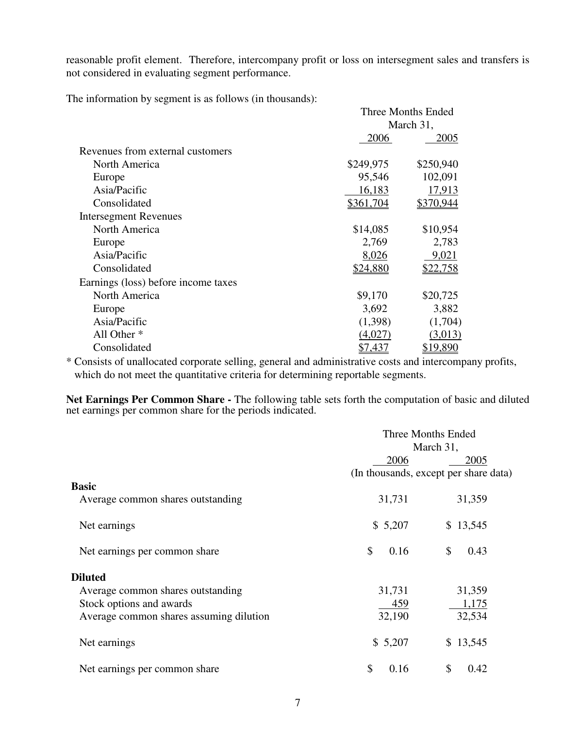reasonable profit element. Therefore, intercompany profit or loss on intersegment sales and transfers is not considered in evaluating segment performance.

The information by segment is as follows (in thousands):

| | Three Months Ended March 31, 2006 | Three Months Ended March 31, 2005 |
|---|---|---|
| Revenues from external customers | | |
| North America | $249,975 | $250,940 |
| Europe | 95,546 | 102,091 |
| Asia/Pacific | 16,183 | 17,913 |
| Consolidated | $361,704 | $370,944 |
| Intersegment Revenues | | |
| North America | $14,085 | $10,954 |
| Europe | 2,769 | 2,783 |
| Asia/Pacific | 8,026 | 9,021 |
| Consolidated | $24,880 | $22,758 |
| Earnings (loss) before income taxes | | |
| North America | $9,170 | $20,725 |
| Europe | 3,692 | 3,882 |
| Asia/Pacific | (1,398) | (1,704) |
| All Other * | (4,027) | (3,013) |
| Consolidated | $7,437 | $19,890 |

* Consists of unallocated corporate selling, general and administrative costs and intercompany profits, which do not meet the quantitative criteria for determining reportable segments.

**Net Earnings Per Common Share -** The following table sets forth the computation of basic and diluted net earnings per common share for the periods indicated.

| | Three Months Ended March 31, 2006 | Three Months Ended March 31, 2005 |
|---|---|---|
| | (In thousands, except per share data) | |
| **Basic** | | |
| Average common shares outstanding | 31,731 | 31,359 |
| Net earnings | $ 5,207 | $ 13,545 |
| Net earnings per common share | $ 0.16 | $ 0.43 |
| **Diluted** | | |
| Average common shares outstanding | 31,731 | 31,359 |
| Stock options and awards | 459 | 1,175 |
| Average common shares assuming dilution | 32,190 | 32,534 |
| Net earnings | $ 5,207 | $ 13,545 |
| Net earnings per common share | $ 0.16 | $ 0.42 |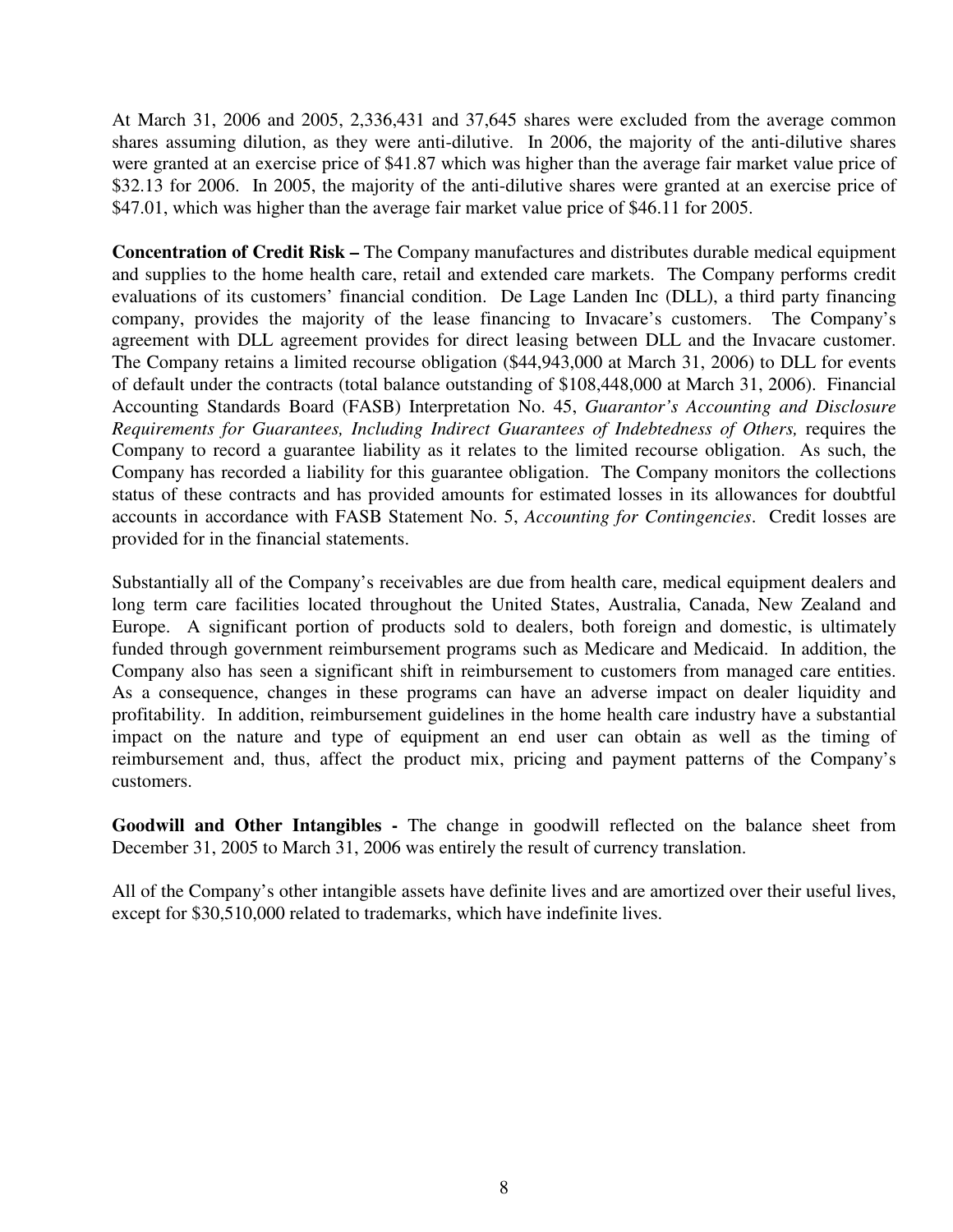At March 31, 2006 and 2005, 2,336,431 and 37,645 shares were excluded from the average common shares assuming dilution, as they were anti-dilutive. In 2006, the majority of the anti-dilutive shares were granted at an exercise price of $41.87 which was higher than the average fair market value price of $32.13 for 2006. In 2005, the majority of the anti-dilutive shares were granted at an exercise price of $47.01, which was higher than the average fair market value price of $46.11 for 2005.

**Concentration of Credit Risk –** The Company manufactures and distributes durable medical equipment and supplies to the home health care, retail and extended care markets. The Company performs credit evaluations of its customers' financial condition. De Lage Landen Inc (DLL), a third party financing company, provides the majority of the lease financing to Invacare's customers. The Company's agreement with DLL agreement provides for direct leasing between DLL and the Invacare customer. The Company retains a limited recourse obligation ($44,943,000 at March 31, 2006) to DLL for events of default under the contracts (total balance outstanding of $108,448,000 at March 31, 2006). Financial Accounting Standards Board (FASB) Interpretation No. 45, *Guarantor's Accounting and Disclosure Requirements for Guarantees, Including Indirect Guarantees of Indebtedness of Others,* requires the Company to record a guarantee liability as it relates to the limited recourse obligation. As such, the Company has recorded a liability for this guarantee obligation. The Company monitors the collections status of these contracts and has provided amounts for estimated losses in its allowances for doubtful accounts in accordance with FASB Statement No. 5, *Accounting for Contingencies*. Credit losses are provided for in the financial statements.

Substantially all of the Company's receivables are due from health care, medical equipment dealers and long term care facilities located throughout the United States, Australia, Canada, New Zealand and Europe. A significant portion of products sold to dealers, both foreign and domestic, is ultimately funded through government reimbursement programs such as Medicare and Medicaid. In addition, the Company also has seen a significant shift in reimbursement to customers from managed care entities. As a consequence, changes in these programs can have an adverse impact on dealer liquidity and profitability. In addition, reimbursement guidelines in the home health care industry have a substantial impact on the nature and type of equipment an end user can obtain as well as the timing of reimbursement and, thus, affect the product mix, pricing and payment patterns of the Company's customers.

**Goodwill and Other Intangibles -** The change in goodwill reflected on the balance sheet from December 31, 2005 to March 31, 2006 was entirely the result of currency translation.

All of the Company's other intangible assets have definite lives and are amortized over their useful lives, except for $30,510,000 related to trademarks, which have indefinite lives.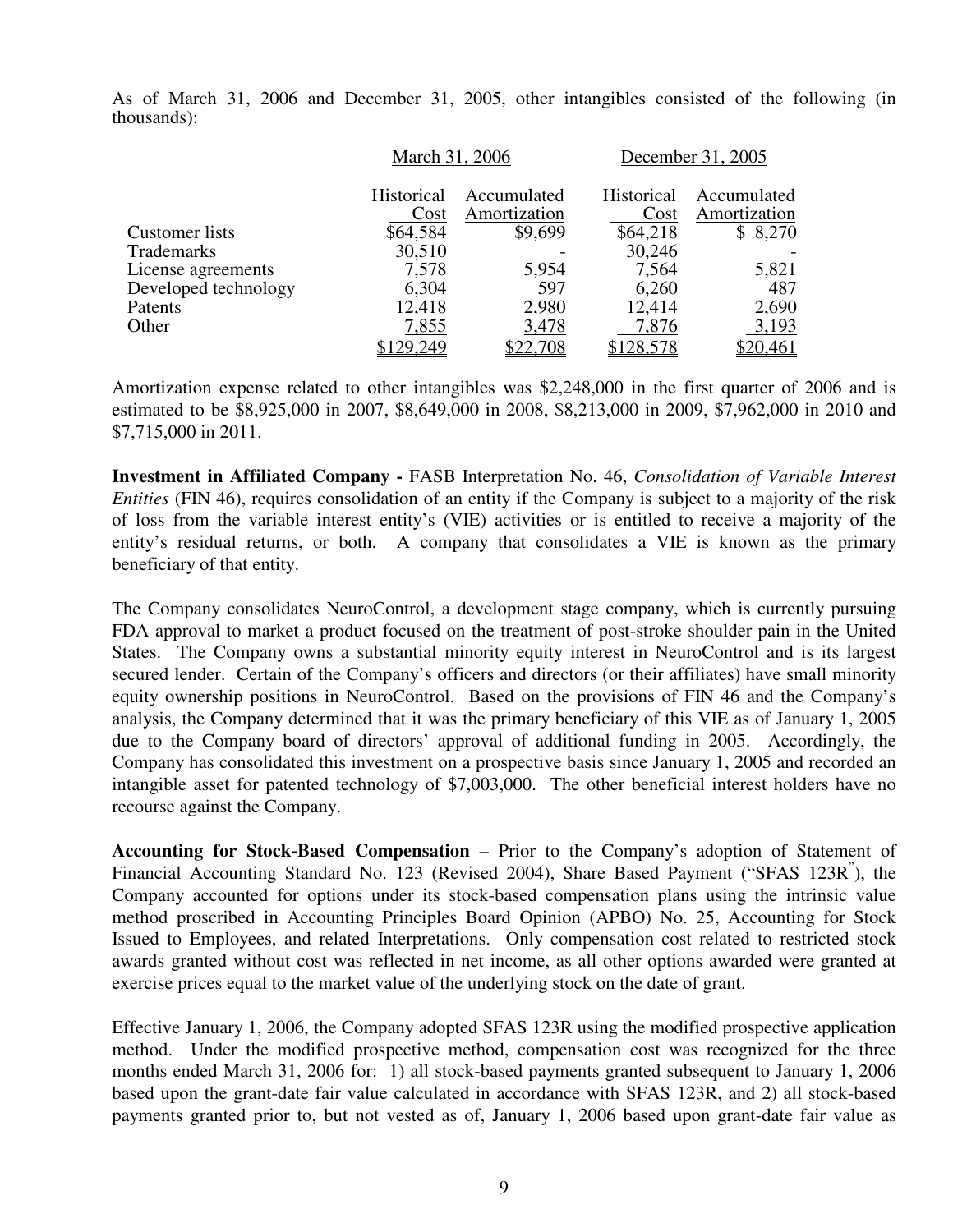As of March 31, 2006 and December 31, 2005, other intangibles consisted of the following (in thousands):

| | March 31, 2006 | | December 31, 2005 | |
|---|---|---|---|---|
| | Historical Cost | Accumulated Amortization | Historical Cost | Accumulated Amortization |
| Customer lists | $64,584 | $9,699 | $64,218 | $ 8,270 |
| Trademarks | 30,510 | - | 30,246 | - |
| License agreements | 7,578 | 5,954 | 7,564 | 5,821 |
| Developed technology | 6,304 | 597 | 6,260 | 487 |
| Patents | 12,418 | 2,980 | 12,414 | 2,690 |
| Other | 7,855 | 3,478 | 7,876 | 3,193 |
| | $129,249 | $22,708 | $128,578 | $20,461 |

Amortization expense related to other intangibles was $2,248,000 in the first quarter of 2006 and is estimated to be $8,925,000 in 2007, $8,649,000 in 2008, $8,213,000 in 2009, $7,962,000 in 2010 and $7,715,000 in 2011.

**Investment in Affiliated Company -** FASB Interpretation No. 46, *Consolidation of Variable Interest Entities* (FIN 46), requires consolidation of an entity if the Company is subject to a majority of the risk of loss from the variable interest entity's (VIE) activities or is entitled to receive a majority of the entity's residual returns, or both. A company that consolidates a VIE is known as the primary beneficiary of that entity.

The Company consolidates NeuroControl, a development stage company, which is currently pursuing FDA approval to market a product focused on the treatment of post-stroke shoulder pain in the United States. The Company owns a substantial minority equity interest in NeuroControl and is its largest secured lender. Certain of the Company's officers and directors (or their affiliates) have small minority equity ownership positions in NeuroControl. Based on the provisions of FIN 46 and the Company's analysis, the Company determined that it was the primary beneficiary of this VIE as of January 1, 2005 due to the Company board of directors' approval of additional funding in 2005. Accordingly, the Company has consolidated this investment on a prospective basis since January 1, 2005 and recorded an intangible asset for patented technology of $7,003,000. The other beneficial interest holders have no recourse against the Company.

**Accounting for Stock-Based Compensation** – Prior to the Company's adoption of Statement of Financial Accounting Standard No. 123 (Revised 2004), Share Based Payment ("SFAS 123R"), the Company accounted for options under its stock-based compensation plans using the intrinsic value method proscribed in Accounting Principles Board Opinion (APBO) No. 25, Accounting for Stock Issued to Employees, and related Interpretations. Only compensation cost related to restricted stock awards granted without cost was reflected in net income, as all other options awarded were granted at exercise prices equal to the market value of the underlying stock on the date of grant.

Effective January 1, 2006, the Company adopted SFAS 123R using the modified prospective application method. Under the modified prospective method, compensation cost was recognized for the three months ended March 31, 2006 for: 1) all stock-based payments granted subsequent to January 1, 2006 based upon the grant-date fair value calculated in accordance with SFAS 123R, and 2) all stock-based payments granted prior to, but not vested as of, January 1, 2006 based upon grant-date fair value as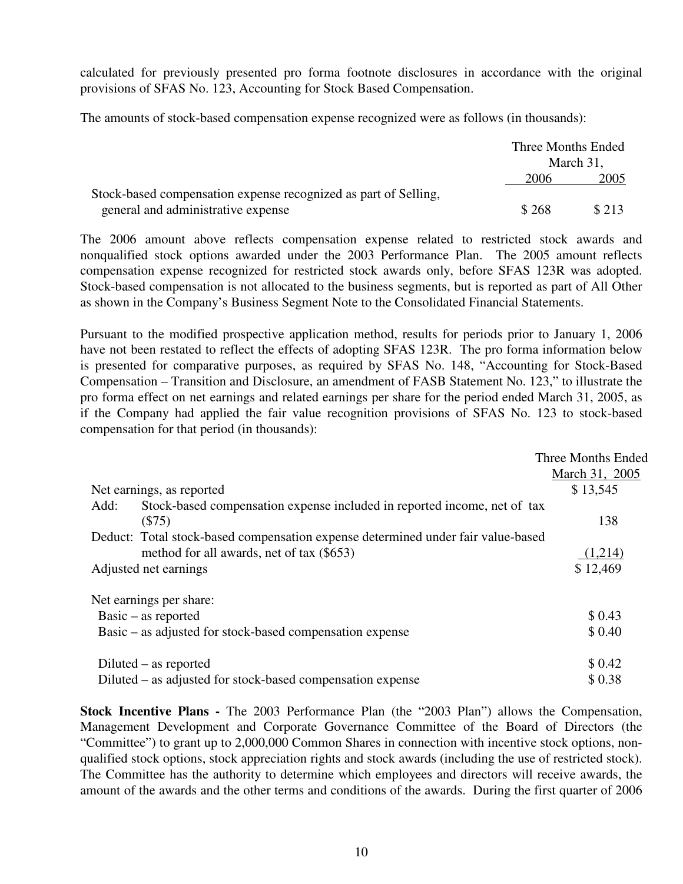calculated for previously presented pro forma footnote disclosures in accordance with the original provisions of SFAS No. 123, Accounting for Stock Based Compensation.

The amounts of stock-based compensation expense recognized were as follows (in thousands):

| | Three Months Ended March 31, 2006 | Three Months Ended March 31, 2005 |
|---|---|---|
| Stock-based compensation expense recognized as part of Selling, general and administrative expense | $ 268 | $ 213 |

The 2006 amount above reflects compensation expense related to restricted stock awards and nonqualified stock options awarded under the 2003 Performance Plan. The 2005 amount reflects compensation expense recognized for restricted stock awards only, before SFAS 123R was adopted. Stock-based compensation is not allocated to the business segments, but is reported as part of All Other as shown in the Company's Business Segment Note to the Consolidated Financial Statements.

Pursuant to the modified prospective application method, results for periods prior to January 1, 2006 have not been restated to reflect the effects of adopting SFAS 123R. The pro forma information below is presented for comparative purposes, as required by SFAS No. 148, "Accounting for Stock-Based Compensation – Transition and Disclosure, an amendment of FASB Statement No. 123," to illustrate the pro forma effect on net earnings and related earnings per share for the period ended March 31, 2005, as if the Company had applied the fair value recognition provisions of SFAS No. 123 to stock-based compensation for that period (in thousands):

| | Three Months Ended March 31, 2005 |
|---|---|
| Net earnings, as reported | $ 13,545 |
| Add: Stock-based compensation expense included in reported income, net of tax ($75) | 138 |
| Deduct: Total stock-based compensation expense determined under fair value-based method for all awards, net of tax ($653) | (1,214) |
| Adjusted net earnings | $ 12,469 |
| | |
| Net earnings per share: | |
| Basic – as reported | $ 0.43 |
| Basic – as adjusted for stock-based compensation expense | $ 0.40 |
| | |
| Diluted – as reported | $ 0.42 |
| Diluted – as adjusted for stock-based compensation expense | $ 0.38 |

**Stock Incentive Plans -** The 2003 Performance Plan (the "2003 Plan") allows the Compensation, Management Development and Corporate Governance Committee of the Board of Directors (the "Committee") to grant up to 2,000,000 Common Shares in connection with incentive stock options, non-qualified stock options, stock appreciation rights and stock awards (including the use of restricted stock). The Committee has the authority to determine which employees and directors will receive awards, the amount of the awards and the other terms and conditions of the awards. During the first quarter of 2006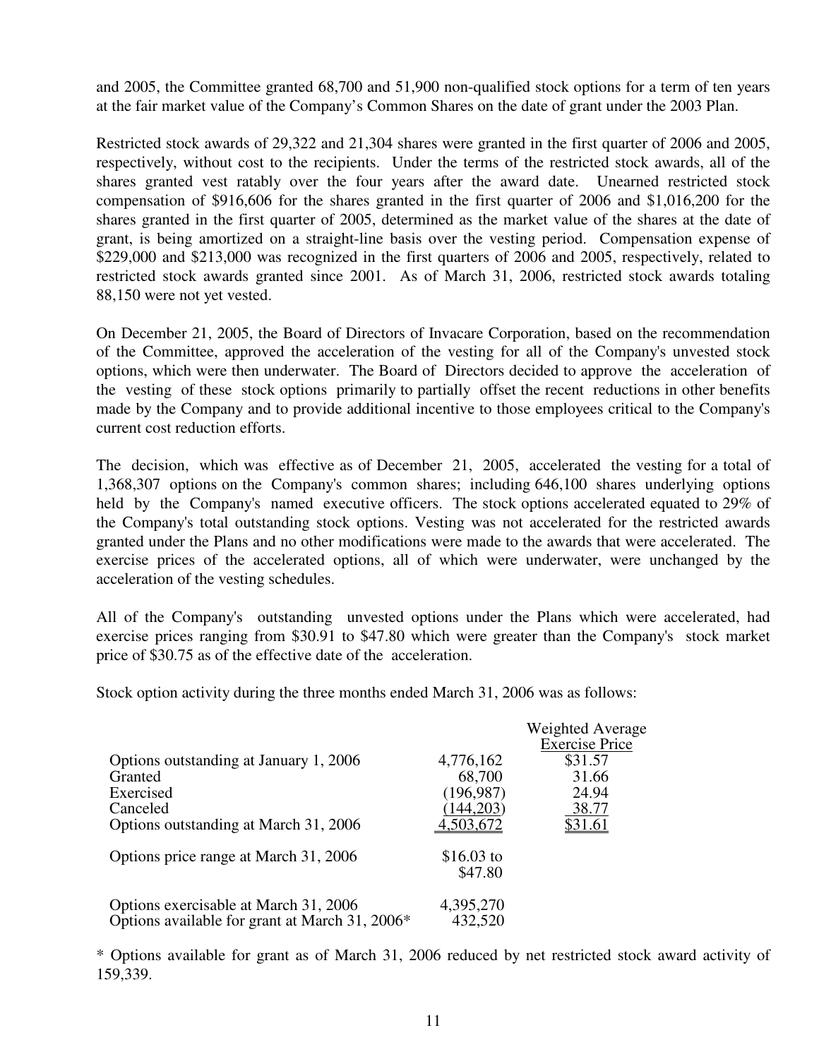and 2005, the Committee granted 68,700 and 51,900 non-qualified stock options for a term of ten years at the fair market value of the Company's Common Shares on the date of grant under the 2003 Plan.

Restricted stock awards of 29,322 and 21,304 shares were granted in the first quarter of 2006 and 2005, respectively, without cost to the recipients. Under the terms of the restricted stock awards, all of the shares granted vest ratably over the four years after the award date. Unearned restricted stock compensation of $916,606 for the shares granted in the first quarter of 2006 and $1,016,200 for the shares granted in the first quarter of 2005, determined as the market value of the shares at the date of grant, is being amortized on a straight-line basis over the vesting period. Compensation expense of $229,000 and $213,000 was recognized in the first quarters of 2006 and 2005, respectively, related to restricted stock awards granted since 2001. As of March 31, 2006, restricted stock awards totaling 88,150 were not yet vested.

On December 21, 2005, the Board of Directors of Invacare Corporation, based on the recommendation of the Committee, approved the acceleration of the vesting for all of the Company's unvested stock options, which were then underwater. The Board of Directors decided to approve the acceleration of the vesting of these stock options primarily to partially offset the recent reductions in other benefits made by the Company and to provide additional incentive to those employees critical to the Company's current cost reduction efforts.

The decision, which was effective as of December 21, 2005, accelerated the vesting for a total of 1,368,307 options on the Company's common shares; including 646,100 shares underlying options held by the Company's named executive officers. The stock options accelerated equated to 29% of the Company's total outstanding stock options. Vesting was not accelerated for the restricted awards granted under the Plans and no other modifications were made to the awards that were accelerated. The exercise prices of the accelerated options, all of which were underwater, were unchanged by the acceleration of the vesting schedules.

All of the Company's outstanding unvested options under the Plans which were accelerated, had exercise prices ranging from $30.91 to $47.80 which were greater than the Company's stock market price of $30.75 as of the effective date of the acceleration.

Stock option activity during the three months ended March 31, 2006 was as follows:

| | | Weighted Average Exercise Price |
|---|---|---|
| Options outstanding at January 1, 2006 | 4,776,162 | $31.57 |
| Granted | 68,700 | 31.66 |
| Exercised | (196,987) | 24.94 |
| Canceled | (144,203) | 38.77 |
| Options outstanding at March 31, 2006 | 4,503,672 | $31.61 |
| Options price range at March 31, 2006 | $16.03 to $47.80 | |
| Options exercisable at March 31, 2006 | 4,395,270 | |
| Options available for grant at March 31, 2006* | 432,520 | |

* Options available for grant as of March 31, 2006 reduced by net restricted stock award activity of 159,339.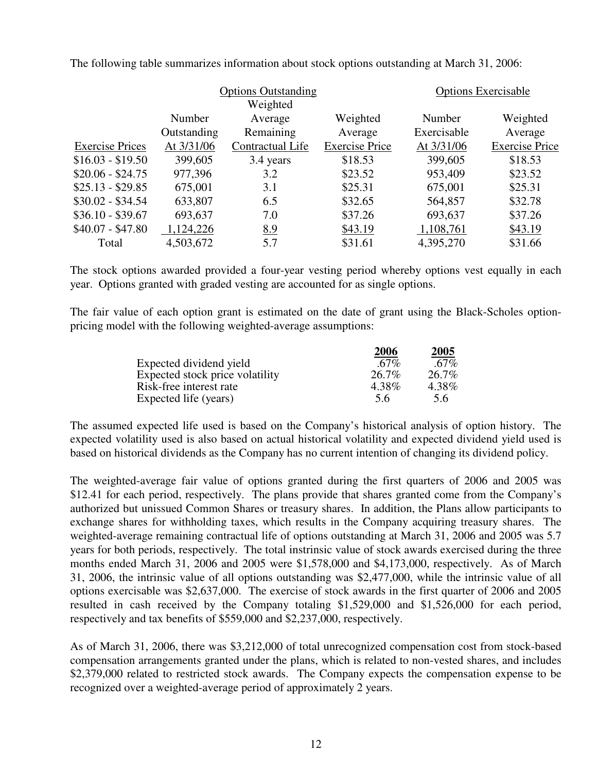The following table summarizes information about stock options outstanding at March 31, 2006:

| | Options Outstanding | | | Options Exercisable | |
|---|---|---|---|---|---|
| Exercise Prices | Number Outstanding At 3/31/06 | Weighted Average Remaining Contractual Life | Weighted Average Exercise Price | Number Exercisable At 3/31/06 | Weighted Average Exercise Price |
| $16.03 - $19.50 | 399,605 | 3.4 years | $18.53 | 399,605 | $18.53 |
| $20.06 - $24.75 | 977,396 | 3.2 | $23.52 | 953,409 | $23.52 |
| $25.13 - $29.85 | 675,001 | 3.1 | $25.31 | 675,001 | $25.31 |
| $30.02 - $34.54 | 633,807 | 6.5 | $32.65 | 564,857 | $32.78 |
| $36.10 - $39.67 | 693,637 | 7.0 | $37.26 | 693,637 | $37.26 |
| $40.07 - $47.80 | 1,124,226 | 8.9 | $43.19 | 1,108,761 | $43.19 |
| Total | 4,503,672 | 5.7 | $31.61 | 4,395,270 | $31.66 |

The stock options awarded provided a four-year vesting period whereby options vest equally in each year. Options granted with graded vesting are accounted for as single options.

The fair value of each option grant is estimated on the date of grant using the Black-Scholes option-pricing model with the following weighted-average assumptions:

| | **2006** | **2005** |
|---|---|---|
| Expected dividend yield | .67% | .67% |
| Expected stock price volatility | 26.7% | 26.7% |
| Risk-free interest rate | 4.38% | 4.38% |
| Expected life (years) | 5.6 | 5.6 |

The assumed expected life used is based on the Company's historical analysis of option history. The expected volatility used is also based on actual historical volatility and expected dividend yield used is based on historical dividends as the Company has no current intention of changing its dividend policy.

The weighted-average fair value of options granted during the first quarters of 2006 and 2005 was $12.41 for each period, respectively. The plans provide that shares granted come from the Company's authorized but unissued Common Shares or treasury shares. In addition, the Plans allow participants to exchange shares for withholding taxes, which results in the Company acquiring treasury shares. The weighted-average remaining contractual life of options outstanding at March 31, 2006 and 2005 was 5.7 years for both periods, respectively. The total instrinsic value of stock awards exercised during the three months ended March 31, 2006 and 2005 were $1,578,000 and $4,173,000, respectively. As of March 31, 2006, the intrinsic value of all options outstanding was $2,477,000, while the intrinsic value of all options exercisable was $2,637,000. The exercise of stock awards in the first quarter of 2006 and 2005 resulted in cash received by the Company totaling $1,529,000 and $1,526,000 for each period, respectively and tax benefits of $559,000 and $2,237,000, respectively.

As of March 31, 2006, there was $3,212,000 of total unrecognized compensation cost from stock-based compensation arrangements granted under the plans, which is related to non-vested shares, and includes $2,379,000 related to restricted stock awards. The Company expects the compensation expense to be recognized over a weighted-average period of approximately 2 years.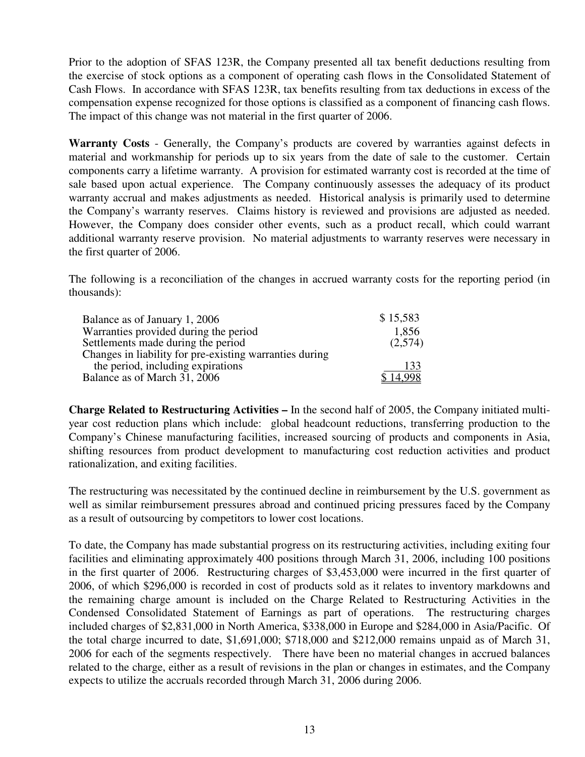Prior to the adoption of SFAS 123R, the Company presented all tax benefit deductions resulting from the exercise of stock options as a component of operating cash flows in the Consolidated Statement of Cash Flows. In accordance with SFAS 123R, tax benefits resulting from tax deductions in excess of the compensation expense recognized for those options is classified as a component of financing cash flows. The impact of this change was not material in the first quarter of 2006.

**Warranty Costs** - Generally, the Company's products are covered by warranties against defects in material and workmanship for periods up to six years from the date of sale to the customer. Certain components carry a lifetime warranty. A provision for estimated warranty cost is recorded at the time of sale based upon actual experience. The Company continuously assesses the adequacy of its product warranty accrual and makes adjustments as needed. Historical analysis is primarily used to determine the Company's warranty reserves. Claims history is reviewed and provisions are adjusted as needed. However, the Company does consider other events, such as a product recall, which could warrant additional warranty reserve provision. No material adjustments to warranty reserves were necessary in the first quarter of 2006.

The following is a reconciliation of the changes in accrued warranty costs for the reporting period (in thousands):

| | |
|---|---|
| Balance as of January 1, 2006 | $ 15,583 |
| Warranties provided during the period | 1,856 |
| Settlements made during the period | (2,574) |
| Changes in liability for pre-existing warranties during the period, including expirations | 133 |
| Balance as of March 31, 2006 | $ 14,998 |

**Charge Related to Restructuring Activities –** In the second half of 2005, the Company initiated multi-year cost reduction plans which include: global headcount reductions, transferring production to the Company's Chinese manufacturing facilities, increased sourcing of products and components in Asia, shifting resources from product development to manufacturing cost reduction activities and product rationalization, and exiting facilities.

The restructuring was necessitated by the continued decline in reimbursement by the U.S. government as well as similar reimbursement pressures abroad and continued pricing pressures faced by the Company as a result of outsourcing by competitors to lower cost locations.

To date, the Company has made substantial progress on its restructuring activities, including exiting four facilities and eliminating approximately 400 positions through March 31, 2006, including 100 positions in the first quarter of 2006. Restructuring charges of $3,453,000 were incurred in the first quarter of 2006, of which $296,000 is recorded in cost of products sold as it relates to inventory markdowns and the remaining charge amount is included on the Charge Related to Restructuring Activities in the Condensed Consolidated Statement of Earnings as part of operations. The restructuring charges included charges of $2,831,000 in North America, $338,000 in Europe and $284,000 in Asia/Pacific. Of the total charge incurred to date, $1,691,000; $718,000 and $212,000 remains unpaid as of March 31, 2006 for each of the segments respectively. There have been no material changes in accrued balances related to the charge, either as a result of revisions in the plan or changes in estimates, and the Company expects to utilize the accruals recorded through March 31, 2006 during 2006.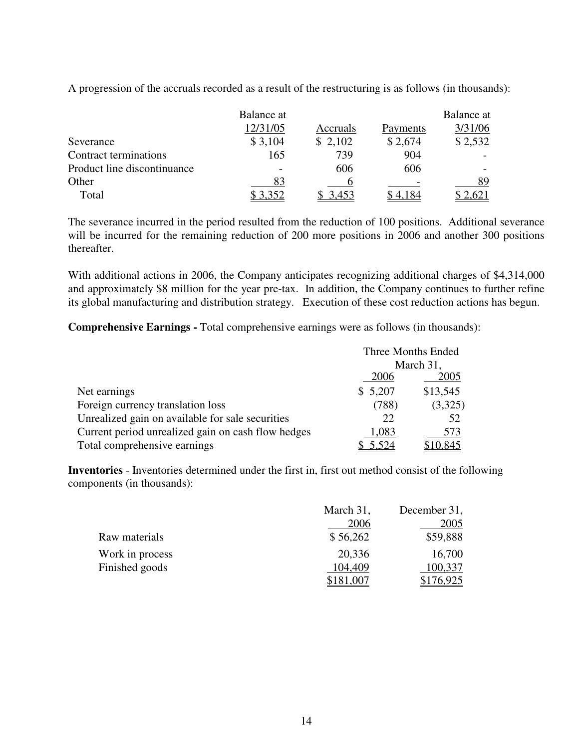A progression of the accruals recorded as a result of the restructuring is as follows (in thousands):

| | Balance at 12/31/05 | Accruals | Payments | Balance at 3/31/06 |
|---|---|---|---|---|
| Severance | $ 3,104 | $ 2,102 | $ 2,674 | $ 2,532 |
| Contract terminations | 165 | 739 | 904 | - |
| Product line discontinuance | - | 606 | 606 | - |
| Other | 83 | 6 | - | 89 |
| Total | $ 3,352 | $ 3,453 | $ 4,184 | $ 2,621 |

The severance incurred in the period resulted from the reduction of 100 positions. Additional severance will be incurred for the remaining reduction of 200 more positions in 2006 and another 300 positions thereafter.

With additional actions in 2006, the Company anticipates recognizing additional charges of $4,314,000 and approximately $8 million for the year pre-tax. In addition, the Company continues to further refine its global manufacturing and distribution strategy. Execution of these cost reduction actions has begun.

**Comprehensive Earnings -** Total comprehensive earnings were as follows (in thousands):

| | Three Months Ended March 31, | |
|---|---|---|
| | 2006 | 2005 |
| Net earnings | $ 5,207 | $13,545 |
| Foreign currency translation loss | (788) | (3,325) |
| Unrealized gain on available for sale securities | 22 | 52 |
| Current period unrealized gain on cash flow hedges | 1,083 | 573 |
| Total comprehensive earnings | $ 5,524 | $10,845 |

**Inventories** - Inventories determined under the first in, first out method consist of the following components (in thousands):

| | March 31, 2006 | December 31, 2005 |
|---|---|---|
| Raw materials | $ 56,262 | $59,888 |
| Work in process | 20,336 | 16,700 |
| Finished goods | 104,409 | 100,337 |
| | $181,007 | $176,925 |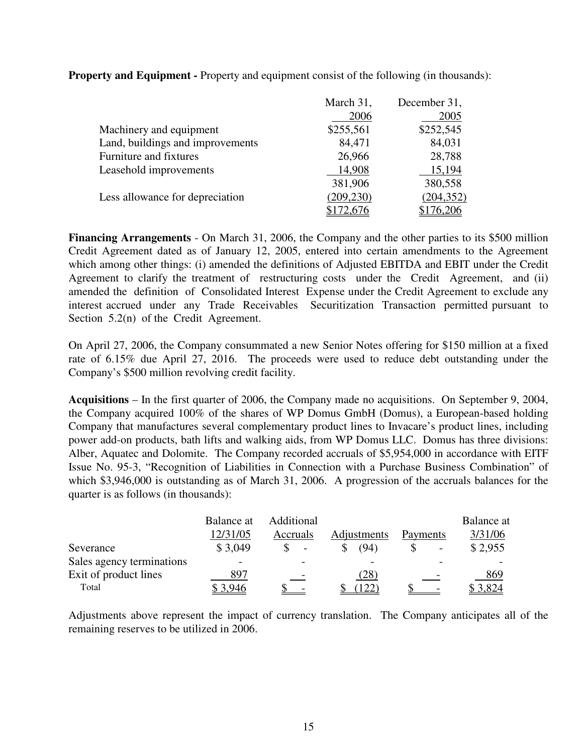**Property and Equipment -** Property and equipment consist of the following (in thousands):

| | March 31, 2006 | December 31, 2005 |
|---|---|---|
| Machinery and equipment | $255,561 | $252,545 |
| Land, buildings and improvements | 84,471 | 84,031 |
| Furniture and fixtures | 26,966 | 28,788 |
| Leasehold improvements | 14,908 | 15,194 |
| | 381,906 | 380,558 |
| Less allowance for depreciation | (209,230) | (204,352) |
| | $172,676 | $176,206 |

**Financing Arrangements** - On March 31, 2006, the Company and the other parties to its $500 million Credit Agreement dated as of January 12, 2005, entered into certain amendments to the Agreement which among other things: (i) amended the definitions of Adjusted EBITDA and EBIT under the Credit Agreement to clarify the treatment of restructuring costs under the Credit Agreement, and (ii) amended the definition of Consolidated Interest Expense under the Credit Agreement to exclude any interest accrued under any Trade Receivables Securitization Transaction permitted pursuant to Section 5.2(n) of the Credit Agreement.

On April 27, 2006, the Company consummated a new Senior Notes offering for $150 million at a fixed rate of 6.15% due April 27, 2016. The proceeds were used to reduce debt outstanding under the Company's $500 million revolving credit facility.

**Acquisitions** – In the first quarter of 2006, the Company made no acquisitions. On September 9, 2004, the Company acquired 100% of the shares of WP Domus GmbH (Domus), a European-based holding Company that manufactures several complementary product lines to Invacare's product lines, including power add-on products, bath lifts and walking aids, from WP Domus LLC. Domus has three divisions: Alber, Aquatec and Dolomite. The Company recorded accruals of $5,954,000 in accordance with EITF Issue No. 95-3, "Recognition of Liabilities in Connection with a Purchase Business Combination" of which $3,946,000 is outstanding as of March 31, 2006. A progression of the accruals balances for the quarter is as follows (in thousands):

| | Balance at 12/31/05 | Additional Accruals | Adjustments | Payments | Balance at 3/31/06 |
|---|---|---|---|---|---|
| Severance | $ 3,049 | $ - | $ (94) | $ - | $ 2,955 |
| Sales agency terminations | - | - | - | - | - |
| Exit of product lines | 897 | - | (28) | - | 869 |
| Total | $ 3,946 | $ - | $ (122) | $ - | $ 3,824 |

Adjustments above represent the impact of currency translation. The Company anticipates all of the remaining reserves to be utilized in 2006.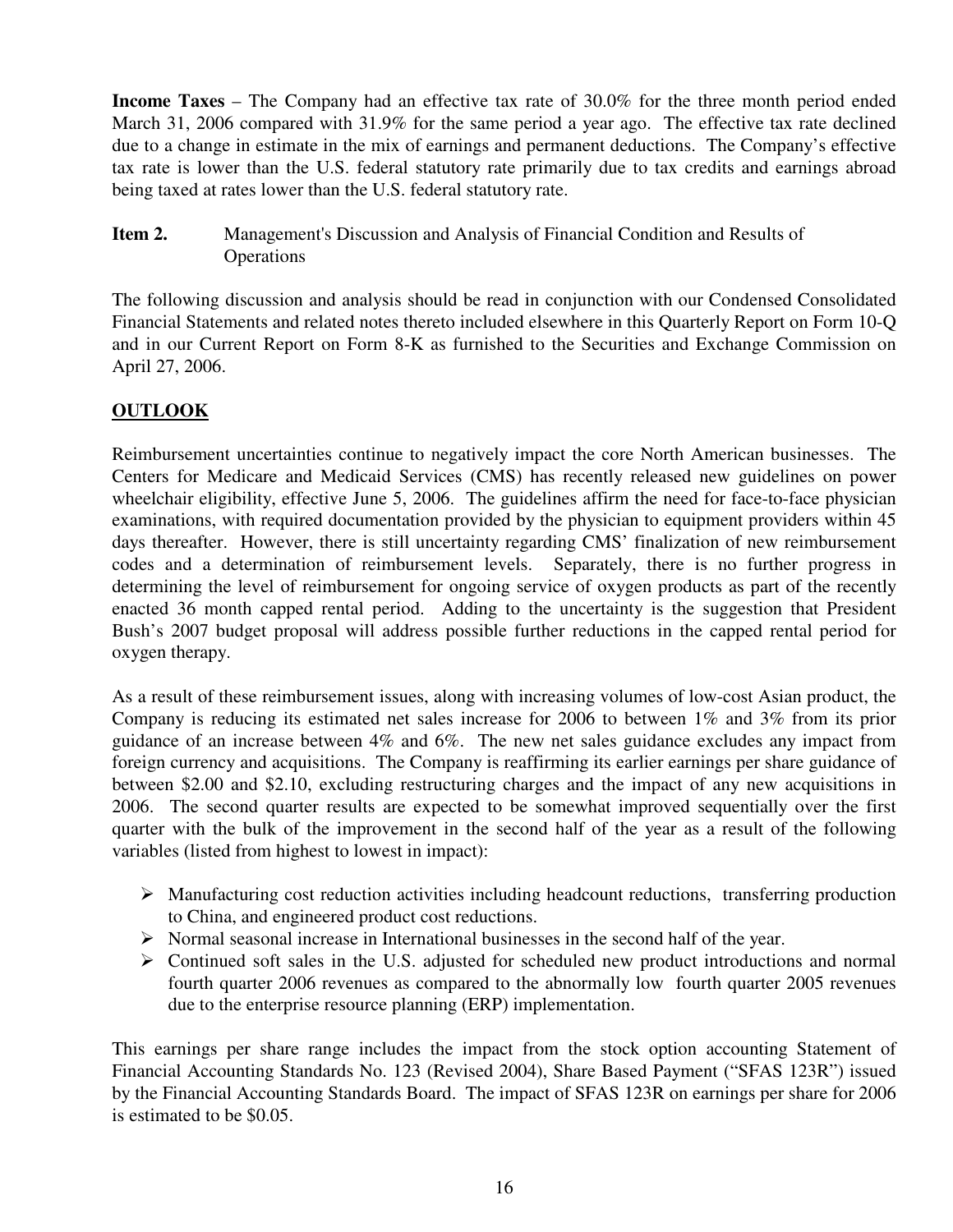**Income Taxes** – The Company had an effective tax rate of 30.0% for the three month period ended March 31, 2006 compared with 31.9% for the same period a year ago. The effective tax rate declined due to a change in estimate in the mix of earnings and permanent deductions. The Company's effective tax rate is lower than the U.S. federal statutory rate primarily due to tax credits and earnings abroad being taxed at rates lower than the U.S. federal statutory rate.

**Item 2.** Management's Discussion and Analysis of Financial Condition and Results of Operations

The following discussion and analysis should be read in conjunction with our Condensed Consolidated Financial Statements and related notes thereto included elsewhere in this Quarterly Report on Form 10-Q and in our Current Report on Form 8-K as furnished to the Securities and Exchange Commission on April 27, 2006.

**OUTLOOK**

Reimbursement uncertainties continue to negatively impact the core North American businesses. The Centers for Medicare and Medicaid Services (CMS) has recently released new guidelines on power wheelchair eligibility, effective June 5, 2006. The guidelines affirm the need for face-to-face physician examinations, with required documentation provided by the physician to equipment providers within 45 days thereafter. However, there is still uncertainty regarding CMS' finalization of new reimbursement codes and a determination of reimbursement levels. Separately, there is no further progress in determining the level of reimbursement for ongoing service of oxygen products as part of the recently enacted 36 month capped rental period. Adding to the uncertainty is the suggestion that President Bush's 2007 budget proposal will address possible further reductions in the capped rental period for oxygen therapy.

As a result of these reimbursement issues, along with increasing volumes of low-cost Asian product, the Company is reducing its estimated net sales increase for 2006 to between 1% and 3% from its prior guidance of an increase between 4% and 6%. The new net sales guidance excludes any impact from foreign currency and acquisitions. The Company is reaffirming its earlier earnings per share guidance of between \$2.00 and \$2.10, excluding restructuring charges and the impact of any new acquisitions in 2006. The second quarter results are expected to be somewhat improved sequentially over the first quarter with the bulk of the improvement in the second half of the year as a result of the following variables (listed from highest to lowest in impact):

- Manufacturing cost reduction activities including headcount reductions, transferring production to China, and engineered product cost reductions.
- Normal seasonal increase in International businesses in the second half of the year.
- Continued soft sales in the U.S. adjusted for scheduled new product introductions and normal fourth quarter 2006 revenues as compared to the abnormally low fourth quarter 2005 revenues due to the enterprise resource planning (ERP) implementation.

This earnings per share range includes the impact from the stock option accounting Statement of Financial Accounting Standards No. 123 (Revised 2004), Share Based Payment ("SFAS 123R") issued by the Financial Accounting Standards Board. The impact of SFAS 123R on earnings per share for 2006 is estimated to be \$0.05.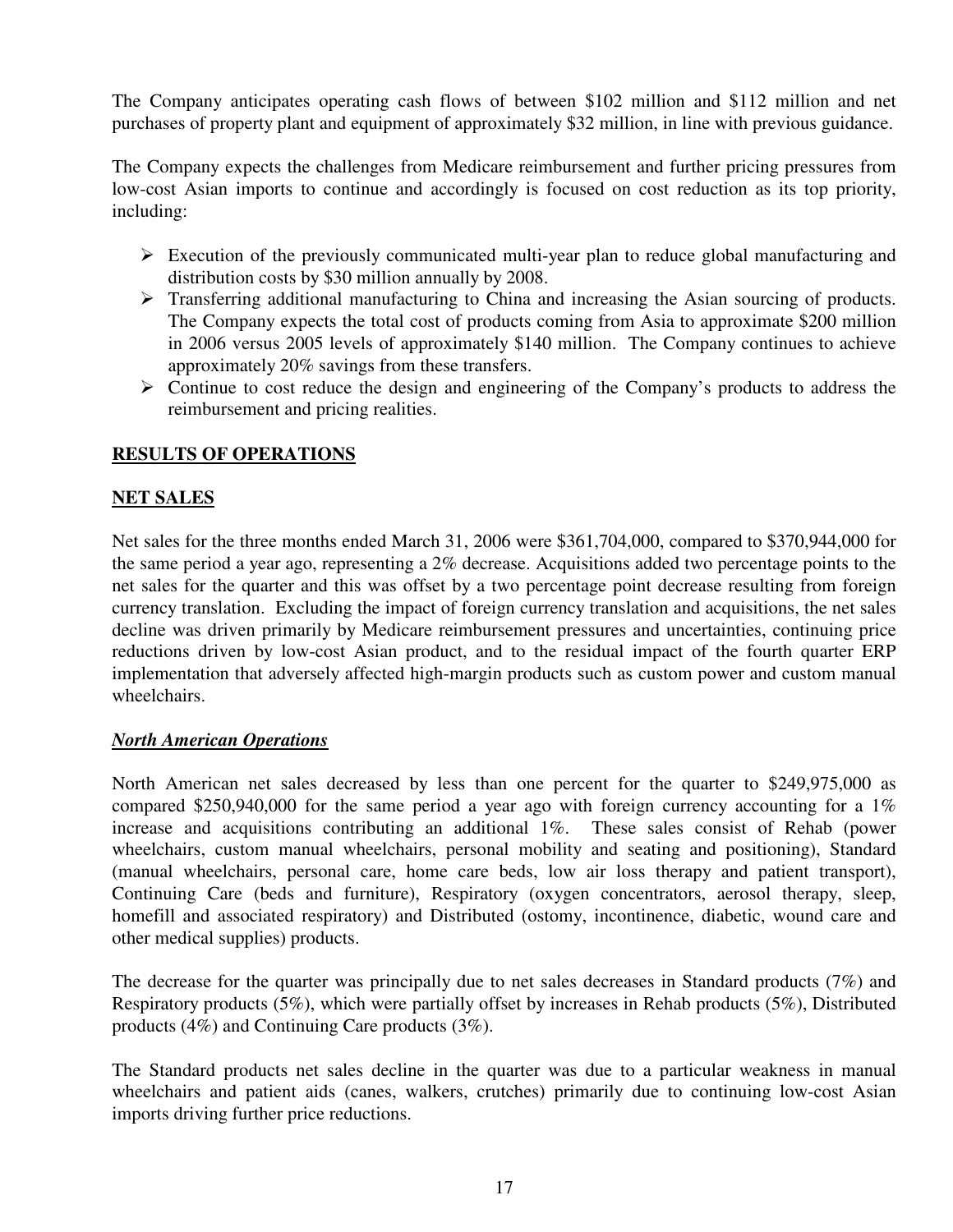The Company anticipates operating cash flows of between $102 million and $112 million and net purchases of property plant and equipment of approximately $32 million, in line with previous guidance.

The Company expects the challenges from Medicare reimbursement and further pricing pressures from low-cost Asian imports to continue and accordingly is focused on cost reduction as its top priority, including:

- Execution of the previously communicated multi-year plan to reduce global manufacturing and distribution costs by $30 million annually by 2008.
- Transferring additional manufacturing to China and increasing the Asian sourcing of products. The Company expects the total cost of products coming from Asia to approximate $200 million in 2006 versus 2005 levels of approximately $140 million. The Company continues to achieve approximately 20% savings from these transfers.
- Continue to cost reduce the design and engineering of the Company's products to address the reimbursement and pricing realities.

## RESULTS OF OPERATIONS

## NET SALES

Net sales for the three months ended March 31, 2006 were $361,704,000, compared to $370,944,000 for the same period a year ago, representing a 2% decrease. Acquisitions added two percentage points to the net sales for the quarter and this was offset by a two percentage point decrease resulting from foreign currency translation. Excluding the impact of foreign currency translation and acquisitions, the net sales decline was driven primarily by Medicare reimbursement pressures and uncertainties, continuing price reductions driven by low-cost Asian product, and to the residual impact of the fourth quarter ERP implementation that adversely affected high-margin products such as custom power and custom manual wheelchairs.

### ***North American Operations***

North American net sales decreased by less than one percent for the quarter to $249,975,000 as compared $250,940,000 for the same period a year ago with foreign currency accounting for a 1% increase and acquisitions contributing an additional 1%. These sales consist of Rehab (power wheelchairs, custom manual wheelchairs, personal mobility and seating and positioning), Standard (manual wheelchairs, personal care, home care beds, low air loss therapy and patient transport), Continuing Care (beds and furniture), Respiratory (oxygen concentrators, aerosol therapy, sleep, homefill and associated respiratory) and Distributed (ostomy, incontinence, diabetic, wound care and other medical supplies) products.

The decrease for the quarter was principally due to net sales decreases in Standard products (7%) and Respiratory products (5%), which were partially offset by increases in Rehab products (5%), Distributed products (4%) and Continuing Care products (3%).

The Standard products net sales decline in the quarter was due to a particular weakness in manual wheelchairs and patient aids (canes, walkers, crutches) primarily due to continuing low-cost Asian imports driving further price reductions.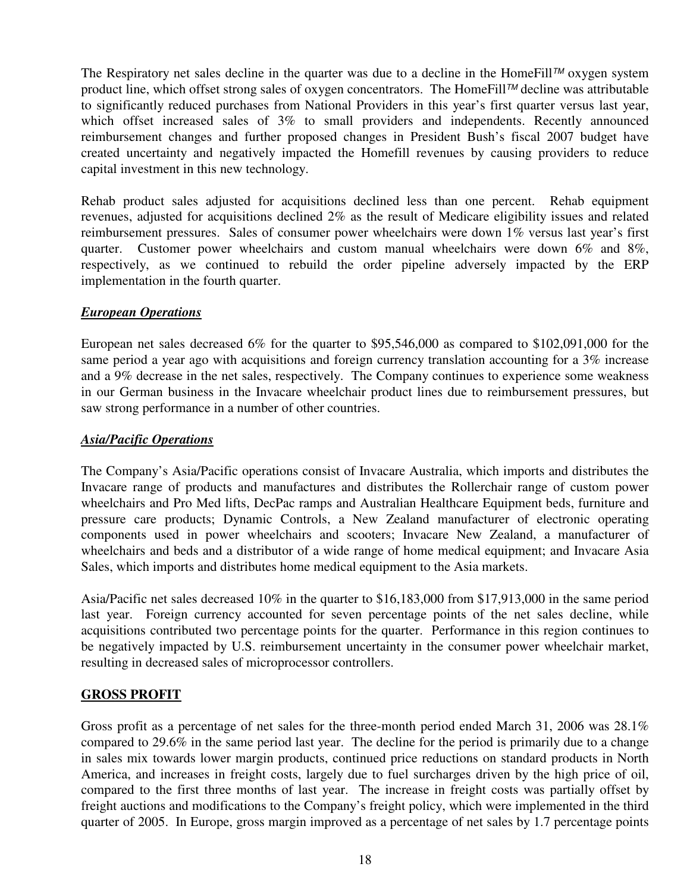The Respiratory net sales decline in the quarter was due to a decline in the HomeFill™ oxygen system product line, which offset strong sales of oxygen concentrators. The HomeFill™ decline was attributable to significantly reduced purchases from National Providers in this year's first quarter versus last year, which offset increased sales of 3% to small providers and independents. Recently announced reimbursement changes and further proposed changes in President Bush's fiscal 2007 budget have created uncertainty and negatively impacted the Homefill revenues by causing providers to reduce capital investment in this new technology.

Rehab product sales adjusted for acquisitions declined less than one percent. Rehab equipment revenues, adjusted for acquisitions declined 2% as the result of Medicare eligibility issues and related reimbursement pressures. Sales of consumer power wheelchairs were down 1% versus last year's first quarter. Customer power wheelchairs and custom manual wheelchairs were down 6% and 8%, respectively, as we continued to rebuild the order pipeline adversely impacted by the ERP implementation in the fourth quarter.

***European Operations***

European net sales decreased 6% for the quarter to $95,546,000 as compared to $102,091,000 for the same period a year ago with acquisitions and foreign currency translation accounting for a 3% increase and a 9% decrease in the net sales, respectively. The Company continues to experience some weakness in our German business in the Invacare wheelchair product lines due to reimbursement pressures, but saw strong performance in a number of other countries.

***Asia/Pacific Operations***

The Company's Asia/Pacific operations consist of Invacare Australia, which imports and distributes the Invacare range of products and manufactures and distributes the Rollerchair range of custom power wheelchairs and Pro Med lifts, DecPac ramps and Australian Healthcare Equipment beds, furniture and pressure care products; Dynamic Controls, a New Zealand manufacturer of electronic operating components used in power wheelchairs and scooters; Invacare New Zealand, a manufacturer of wheelchairs and beds and a distributor of a wide range of home medical equipment; and Invacare Asia Sales, which imports and distributes home medical equipment to the Asia markets.

Asia/Pacific net sales decreased 10% in the quarter to $16,183,000 from $17,913,000 in the same period last year. Foreign currency accounted for seven percentage points of the net sales decline, while acquisitions contributed two percentage points for the quarter. Performance in this region continues to be negatively impacted by U.S. reimbursement uncertainty in the consumer power wheelchair market, resulting in decreased sales of microprocessor controllers.

**GROSS PROFIT**

Gross profit as a percentage of net sales for the three-month period ended March 31, 2006 was 28.1% compared to 29.6% in the same period last year. The decline for the period is primarily due to a change in sales mix towards lower margin products, continued price reductions on standard products in North America, and increases in freight costs, largely due to fuel surcharges driven by the high price of oil, compared to the first three months of last year. The increase in freight costs was partially offset by freight auctions and modifications to the Company's freight policy, which were implemented in the third quarter of 2005. In Europe, gross margin improved as a percentage of net sales by 1.7 percentage points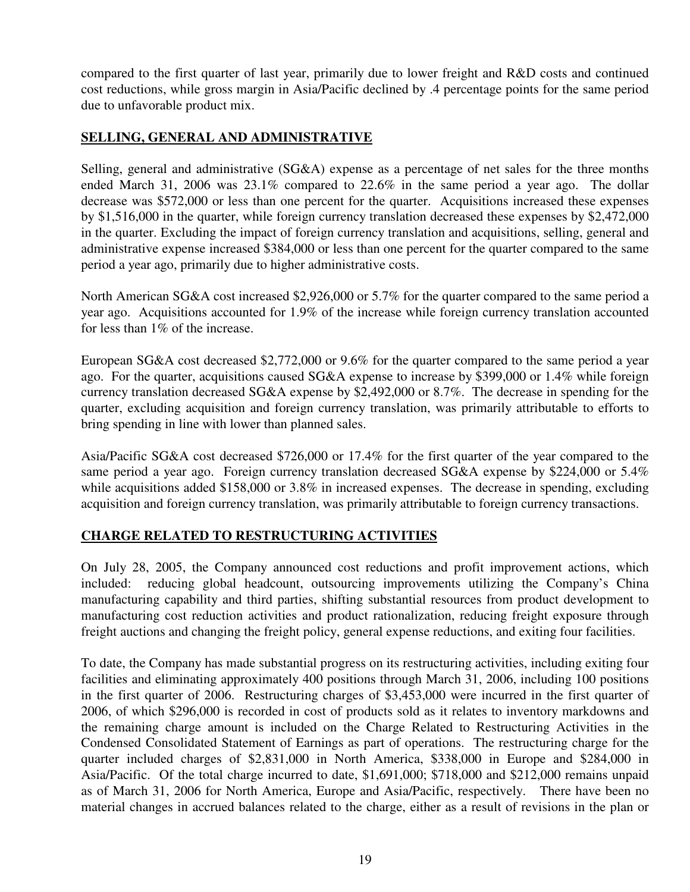compared to the first quarter of last year, primarily due to lower freight and R&D costs and continued cost reductions, while gross margin in Asia/Pacific declined by .4 percentage points for the same period due to unfavorable product mix.

## SELLING, GENERAL AND ADMINISTRATIVE

Selling, general and administrative (SG&A) expense as a percentage of net sales for the three months ended March 31, 2006 was 23.1% compared to 22.6% in the same period a year ago. The dollar decrease was $572,000 or less than one percent for the quarter. Acquisitions increased these expenses by $1,516,000 in the quarter, while foreign currency translation decreased these expenses by $2,472,000 in the quarter. Excluding the impact of foreign currency translation and acquisitions, selling, general and administrative expense increased $384,000 or less than one percent for the quarter compared to the same period a year ago, primarily due to higher administrative costs.

North American SG&A cost increased $2,926,000 or 5.7% for the quarter compared to the same period a year ago. Acquisitions accounted for 1.9% of the increase while foreign currency translation accounted for less than 1% of the increase.

European SG&A cost decreased $2,772,000 or 9.6% for the quarter compared to the same period a year ago. For the quarter, acquisitions caused SG&A expense to increase by $399,000 or 1.4% while foreign currency translation decreased SG&A expense by $2,492,000 or 8.7%. The decrease in spending for the quarter, excluding acquisition and foreign currency translation, was primarily attributable to efforts to bring spending in line with lower than planned sales.

Asia/Pacific SG&A cost decreased $726,000 or 17.4% for the first quarter of the year compared to the same period a year ago. Foreign currency translation decreased SG&A expense by $224,000 or 5.4% while acquisitions added $158,000 or 3.8% in increased expenses. The decrease in spending, excluding acquisition and foreign currency translation, was primarily attributable to foreign currency transactions.

## CHARGE RELATED TO RESTRUCTURING ACTIVITIES

On July 28, 2005, the Company announced cost reductions and profit improvement actions, which included: reducing global headcount, outsourcing improvements utilizing the Company's China manufacturing capability and third parties, shifting substantial resources from product development to manufacturing cost reduction activities and product rationalization, reducing freight exposure through freight auctions and changing the freight policy, general expense reductions, and exiting four facilities.

To date, the Company has made substantial progress on its restructuring activities, including exiting four facilities and eliminating approximately 400 positions through March 31, 2006, including 100 positions in the first quarter of 2006. Restructuring charges of $3,453,000 were incurred in the first quarter of 2006, of which $296,000 is recorded in cost of products sold as it relates to inventory markdowns and the remaining charge amount is included on the Charge Related to Restructuring Activities in the Condensed Consolidated Statement of Earnings as part of operations. The restructuring charge for the quarter included charges of $2,831,000 in North America, $338,000 in Europe and $284,000 in Asia/Pacific. Of the total charge incurred to date, $1,691,000; $718,000 and $212,000 remains unpaid as of March 31, 2006 for North America, Europe and Asia/Pacific, respectively. There have been no material changes in accrued balances related to the charge, either as a result of revisions in the plan or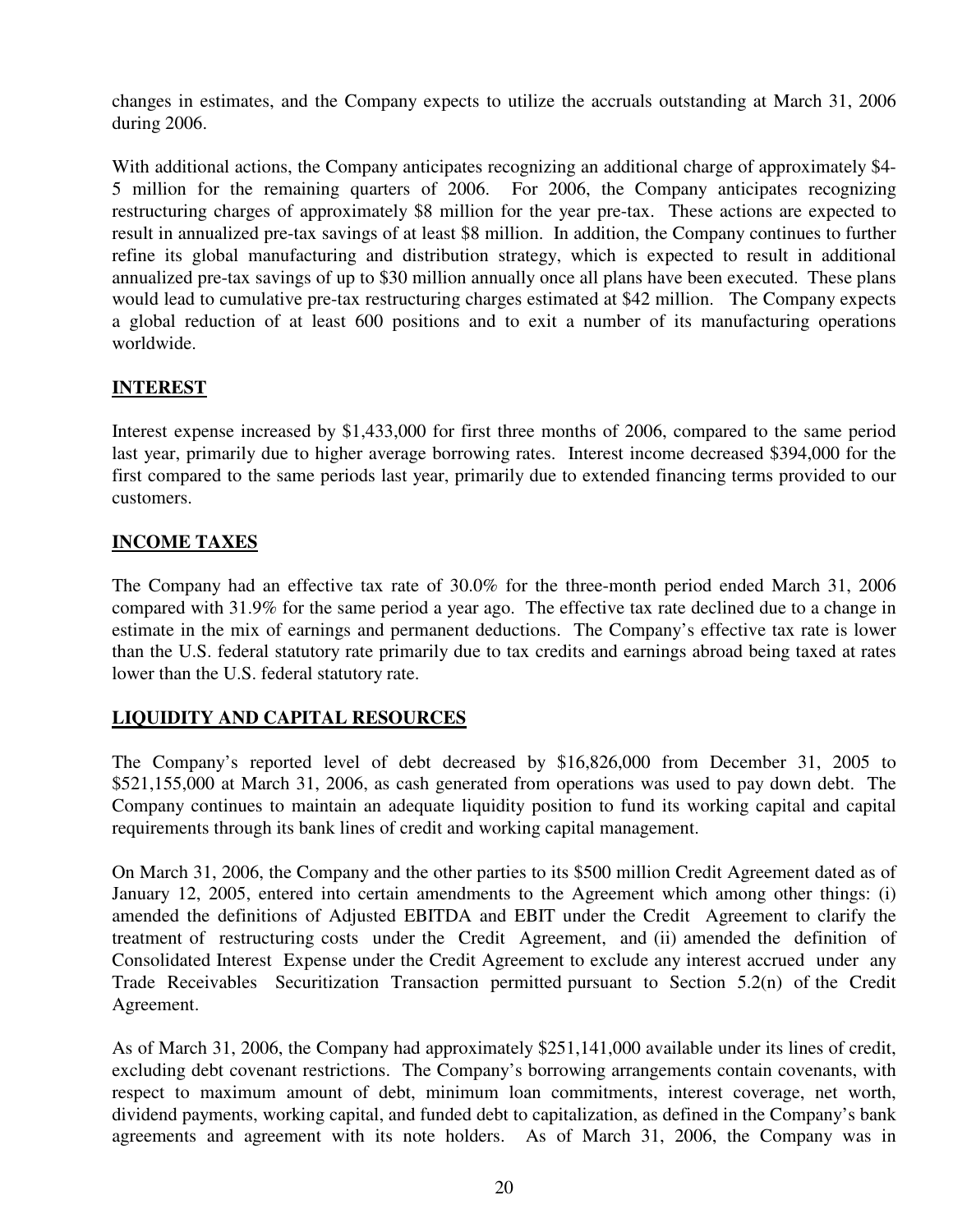changes in estimates, and the Company expects to utilize the accruals outstanding at March 31, 2006 during 2006.

With additional actions, the Company anticipates recognizing an additional charge of approximately $4-5 million for the remaining quarters of 2006. For 2006, the Company anticipates recognizing restructuring charges of approximately $8 million for the year pre-tax. These actions are expected to result in annualized pre-tax savings of at least $8 million. In addition, the Company continues to further refine its global manufacturing and distribution strategy, which is expected to result in additional annualized pre-tax savings of up to $30 million annually once all plans have been executed. These plans would lead to cumulative pre-tax restructuring charges estimated at $42 million. The Company expects a global reduction of at least 600 positions and to exit a number of its manufacturing operations worldwide.

## INTEREST

Interest expense increased by $1,433,000 for first three months of 2006, compared to the same period last year, primarily due to higher average borrowing rates. Interest income decreased $394,000 for the first compared to the same periods last year, primarily due to extended financing terms provided to our customers.

## INCOME TAXES

The Company had an effective tax rate of 30.0% for the three-month period ended March 31, 2006 compared with 31.9% for the same period a year ago. The effective tax rate declined due to a change in estimate in the mix of earnings and permanent deductions. The Company's effective tax rate is lower than the U.S. federal statutory rate primarily due to tax credits and earnings abroad being taxed at rates lower than the U.S. federal statutory rate.

## LIQUIDITY AND CAPITAL RESOURCES

The Company's reported level of debt decreased by $16,826,000 from December 31, 2005 to $521,155,000 at March 31, 2006, as cash generated from operations was used to pay down debt. The Company continues to maintain an adequate liquidity position to fund its working capital and capital requirements through its bank lines of credit and working capital management.

On March 31, 2006, the Company and the other parties to its $500 million Credit Agreement dated as of January 12, 2005, entered into certain amendments to the Agreement which among other things: (i) amended the definitions of Adjusted EBITDA and EBIT under the Credit Agreement to clarify the treatment of restructuring costs under the Credit Agreement, and (ii) amended the definition of Consolidated Interest Expense under the Credit Agreement to exclude any interest accrued under any Trade Receivables Securitization Transaction permitted pursuant to Section 5.2(n) of the Credit Agreement.

As of March 31, 2006, the Company had approximately $251,141,000 available under its lines of credit, excluding debt covenant restrictions. The Company's borrowing arrangements contain covenants, with respect to maximum amount of debt, minimum loan commitments, interest coverage, net worth, dividend payments, working capital, and funded debt to capitalization, as defined in the Company's bank agreements and agreement with its note holders. As of March 31, 2006, the Company was in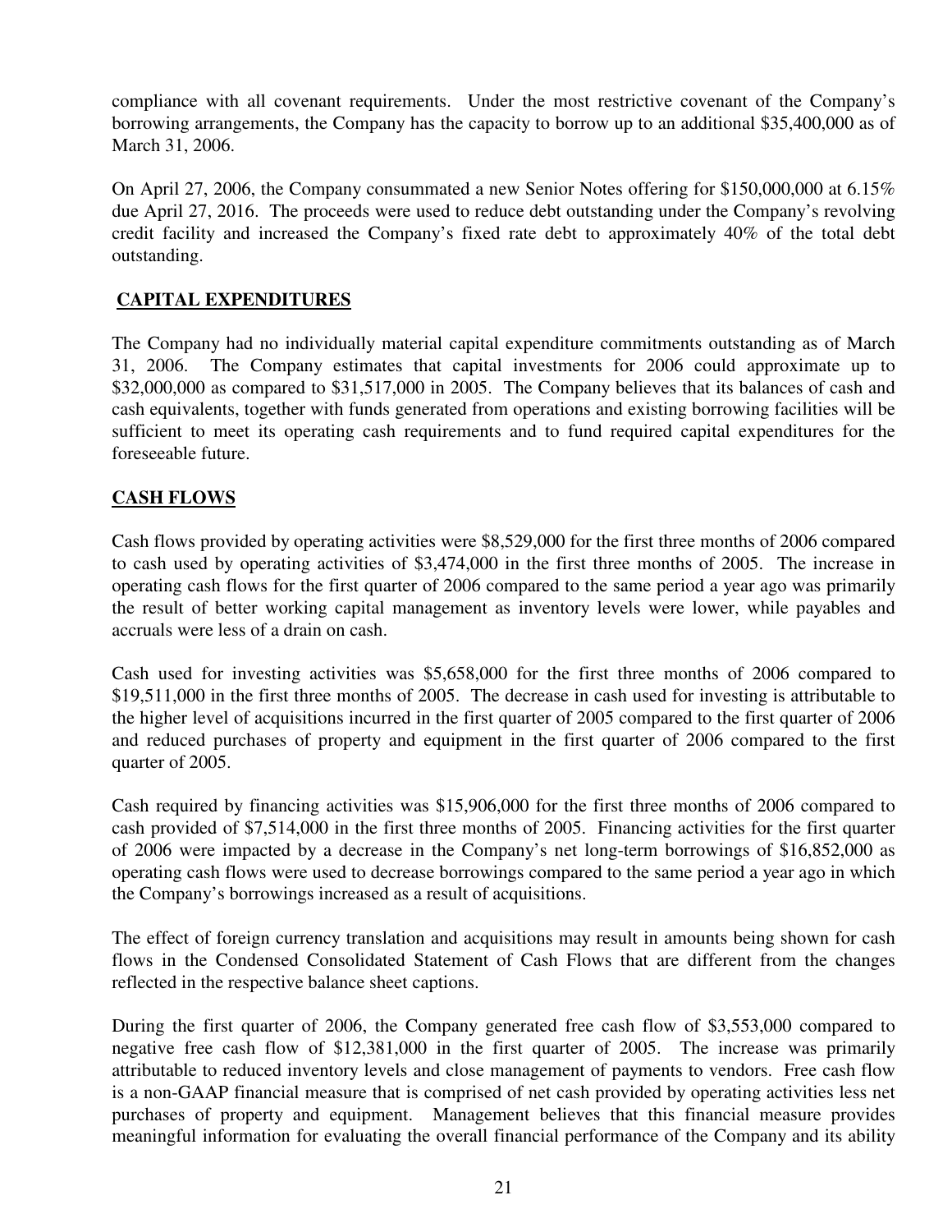compliance with all covenant requirements. Under the most restrictive covenant of the Company's borrowing arrangements, the Company has the capacity to borrow up to an additional $35,400,000 as of March 31, 2006.

On April 27, 2006, the Company consummated a new Senior Notes offering for $150,000,000 at 6.15% due April 27, 2016. The proceeds were used to reduce debt outstanding under the Company's revolving credit facility and increased the Company's fixed rate debt to approximately 40% of the total debt outstanding.

## CAPITAL EXPENDITURES

The Company had no individually material capital expenditure commitments outstanding as of March 31, 2006. The Company estimates that capital investments for 2006 could approximate up to $32,000,000 as compared to $31,517,000 in 2005. The Company believes that its balances of cash and cash equivalents, together with funds generated from operations and existing borrowing facilities will be sufficient to meet its operating cash requirements and to fund required capital expenditures for the foreseeable future.

## CASH FLOWS

Cash flows provided by operating activities were $8,529,000 for the first three months of 2006 compared to cash used by operating activities of $3,474,000 in the first three months of 2005. The increase in operating cash flows for the first quarter of 2006 compared to the same period a year ago was primarily the result of better working capital management as inventory levels were lower, while payables and accruals were less of a drain on cash.

Cash used for investing activities was $5,658,000 for the first three months of 2006 compared to $19,511,000 in the first three months of 2005. The decrease in cash used for investing is attributable to the higher level of acquisitions incurred in the first quarter of 2005 compared to the first quarter of 2006 and reduced purchases of property and equipment in the first quarter of 2006 compared to the first quarter of 2005.

Cash required by financing activities was $15,906,000 for the first three months of 2006 compared to cash provided of $7,514,000 in the first three months of 2005. Financing activities for the first quarter of 2006 were impacted by a decrease in the Company's net long-term borrowings of $16,852,000 as operating cash flows were used to decrease borrowings compared to the same period a year ago in which the Company's borrowings increased as a result of acquisitions.

The effect of foreign currency translation and acquisitions may result in amounts being shown for cash flows in the Condensed Consolidated Statement of Cash Flows that are different from the changes reflected in the respective balance sheet captions.

During the first quarter of 2006, the Company generated free cash flow of $3,553,000 compared to negative free cash flow of $12,381,000 in the first quarter of 2005. The increase was primarily attributable to reduced inventory levels and close management of payments to vendors. Free cash flow is a non-GAAP financial measure that is comprised of net cash provided by operating activities less net purchases of property and equipment. Management believes that this financial measure provides meaningful information for evaluating the overall financial performance of the Company and its ability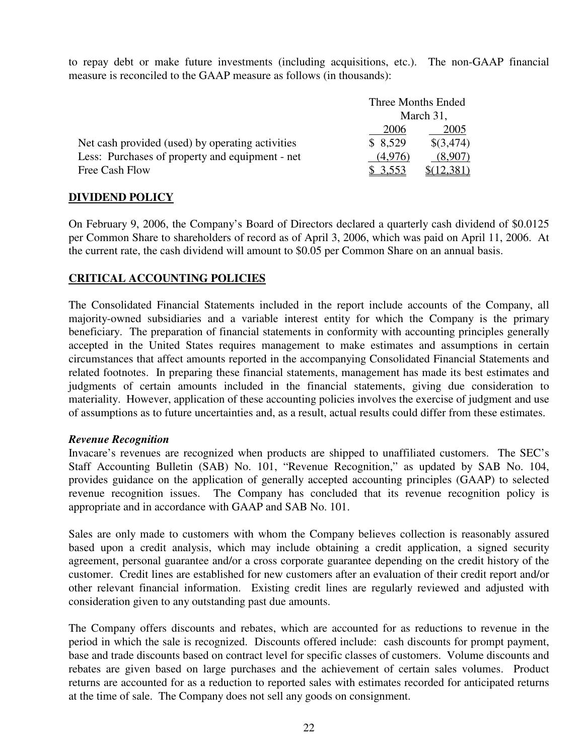to repay debt or make future investments (including acquisitions, etc.). The non-GAAP financial measure is reconciled to the GAAP measure as follows (in thousands):

| | Three Months Ended March 31, | |
|---|---|---|
| | 2006 | 2005 |
| Net cash provided (used) by operating activities | $ 8,529 | $(3,474) |
| Less: Purchases of property and equipment - net | (4,976) | (8,907) |
| Free Cash Flow | $ 3,553 | $(12,381) |

## DIVIDEND POLICY

On February 9, 2006, the Company's Board of Directors declared a quarterly cash dividend of $0.0125 per Common Share to shareholders of record as of April 3, 2006, which was paid on April 11, 2006. At the current rate, the cash dividend will amount to $0.05 per Common Share on an annual basis.

## CRITICAL ACCOUNTING POLICIES

The Consolidated Financial Statements included in the report include accounts of the Company, all majority-owned subsidiaries and a variable interest entity for which the Company is the primary beneficiary. The preparation of financial statements in conformity with accounting principles generally accepted in the United States requires management to make estimates and assumptions in certain circumstances that affect amounts reported in the accompanying Consolidated Financial Statements and related footnotes. In preparing these financial statements, management has made its best estimates and judgments of certain amounts included in the financial statements, giving due consideration to materiality. However, application of these accounting policies involves the exercise of judgment and use of assumptions as to future uncertainties and, as a result, actual results could differ from these estimates.

***Revenue Recognition***

Invacare's revenues are recognized when products are shipped to unaffiliated customers. The SEC's Staff Accounting Bulletin (SAB) No. 101, "Revenue Recognition," as updated by SAB No. 104, provides guidance on the application of generally accepted accounting principles (GAAP) to selected revenue recognition issues. The Company has concluded that its revenue recognition policy is appropriate and in accordance with GAAP and SAB No. 101.

Sales are only made to customers with whom the Company believes collection is reasonably assured based upon a credit analysis, which may include obtaining a credit application, a signed security agreement, personal guarantee and/or a cross corporate guarantee depending on the credit history of the customer. Credit lines are established for new customers after an evaluation of their credit report and/or other relevant financial information. Existing credit lines are regularly reviewed and adjusted with consideration given to any outstanding past due amounts.

The Company offers discounts and rebates, which are accounted for as reductions to revenue in the period in which the sale is recognized. Discounts offered include: cash discounts for prompt payment, base and trade discounts based on contract level for specific classes of customers. Volume discounts and rebates are given based on large purchases and the achievement of certain sales volumes. Product returns are accounted for as a reduction to reported sales with estimates recorded for anticipated returns at the time of sale. The Company does not sell any goods on consignment.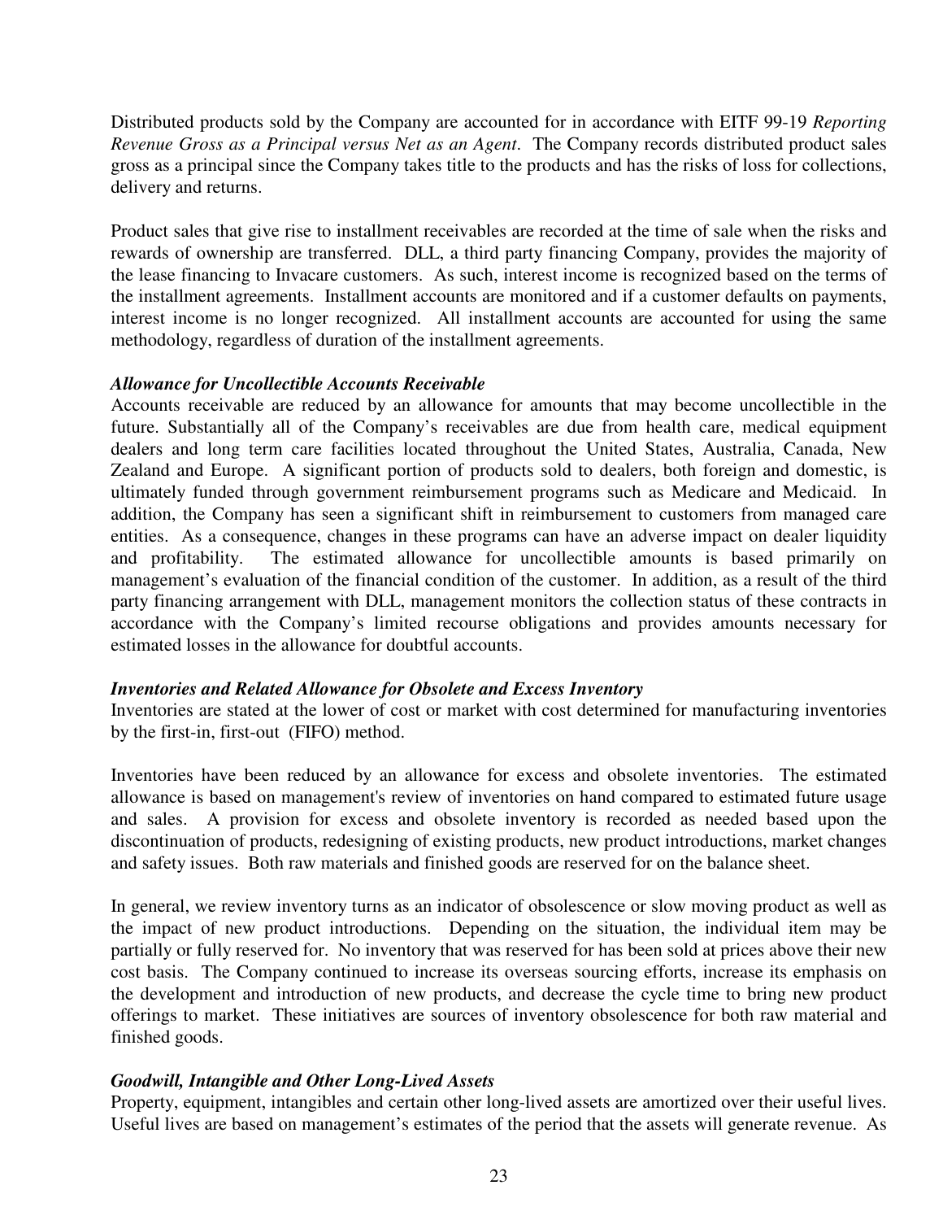Distributed products sold by the Company are accounted for in accordance with EITF 99-19 *Reporting Revenue Gross as a Principal versus Net as an Agent*. The Company records distributed product sales gross as a principal since the Company takes title to the products and has the risks of loss for collections, delivery and returns.

Product sales that give rise to installment receivables are recorded at the time of sale when the risks and rewards of ownership are transferred. DLL, a third party financing Company, provides the majority of the lease financing to Invacare customers. As such, interest income is recognized based on the terms of the installment agreements. Installment accounts are monitored and if a customer defaults on payments, interest income is no longer recognized. All installment accounts are accounted for using the same methodology, regardless of duration of the installment agreements.

***Allowance for Uncollectible Accounts Receivable***

Accounts receivable are reduced by an allowance for amounts that may become uncollectible in the future. Substantially all of the Company's receivables are due from health care, medical equipment dealers and long term care facilities located throughout the United States, Australia, Canada, New Zealand and Europe. A significant portion of products sold to dealers, both foreign and domestic, is ultimately funded through government reimbursement programs such as Medicare and Medicaid. In addition, the Company has seen a significant shift in reimbursement to customers from managed care entities. As a consequence, changes in these programs can have an adverse impact on dealer liquidity and profitability. The estimated allowance for uncollectible amounts is based primarily on management's evaluation of the financial condition of the customer. In addition, as a result of the third party financing arrangement with DLL, management monitors the collection status of these contracts in accordance with the Company's limited recourse obligations and provides amounts necessary for estimated losses in the allowance for doubtful accounts.

***Inventories and Related Allowance for Obsolete and Excess Inventory***

Inventories are stated at the lower of cost or market with cost determined for manufacturing inventories by the first-in, first-out (FIFO) method.

Inventories have been reduced by an allowance for excess and obsolete inventories. The estimated allowance is based on management's review of inventories on hand compared to estimated future usage and sales. A provision for excess and obsolete inventory is recorded as needed based upon the discontinuation of products, redesigning of existing products, new product introductions, market changes and safety issues. Both raw materials and finished goods are reserved for on the balance sheet.

In general, we review inventory turns as an indicator of obsolescence or slow moving product as well as the impact of new product introductions. Depending on the situation, the individual item may be partially or fully reserved for. No inventory that was reserved for has been sold at prices above their new cost basis. The Company continued to increase its overseas sourcing efforts, increase its emphasis on the development and introduction of new products, and decrease the cycle time to bring new product offerings to market. These initiatives are sources of inventory obsolescence for both raw material and finished goods.

***Goodwill, Intangible and Other Long-Lived Assets***

Property, equipment, intangibles and certain other long-lived assets are amortized over their useful lives. Useful lives are based on management's estimates of the period that the assets will generate revenue. As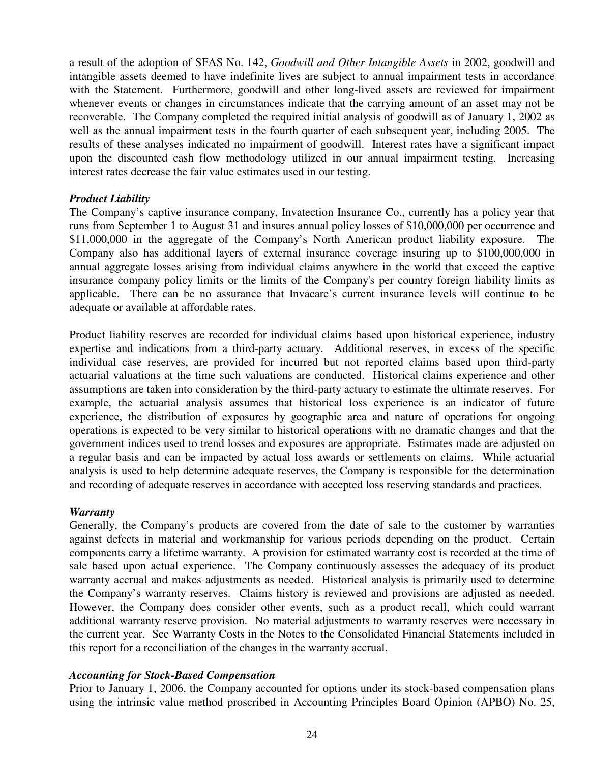a result of the adoption of SFAS No. 142, *Goodwill and Other Intangible Assets* in 2002, goodwill and intangible assets deemed to have indefinite lives are subject to annual impairment tests in accordance with the Statement. Furthermore, goodwill and other long-lived assets are reviewed for impairment whenever events or changes in circumstances indicate that the carrying amount of an asset may not be recoverable. The Company completed the required initial analysis of goodwill as of January 1, 2002 as well as the annual impairment tests in the fourth quarter of each subsequent year, including 2005. The results of these analyses indicated no impairment of goodwill. Interest rates have a significant impact upon the discounted cash flow methodology utilized in our annual impairment testing. Increasing interest rates decrease the fair value estimates used in our testing.

***Product Liability***

The Company's captive insurance company, Invatection Insurance Co., currently has a policy year that runs from September 1 to August 31 and insures annual policy losses of $10,000,000 per occurrence and $11,000,000 in the aggregate of the Company's North American product liability exposure. The Company also has additional layers of external insurance coverage insuring up to $100,000,000 in annual aggregate losses arising from individual claims anywhere in the world that exceed the captive insurance company policy limits or the limits of the Company's per country foreign liability limits as applicable. There can be no assurance that Invacare's current insurance levels will continue to be adequate or available at affordable rates.

Product liability reserves are recorded for individual claims based upon historical experience, industry expertise and indications from a third-party actuary. Additional reserves, in excess of the specific individual case reserves, are provided for incurred but not reported claims based upon third-party actuarial valuations at the time such valuations are conducted. Historical claims experience and other assumptions are taken into consideration by the third-party actuary to estimate the ultimate reserves. For example, the actuarial analysis assumes that historical loss experience is an indicator of future experience, the distribution of exposures by geographic area and nature of operations for ongoing operations is expected to be very similar to historical operations with no dramatic changes and that the government indices used to trend losses and exposures are appropriate. Estimates made are adjusted on a regular basis and can be impacted by actual loss awards or settlements on claims. While actuarial analysis is used to help determine adequate reserves, the Company is responsible for the determination and recording of adequate reserves in accordance with accepted loss reserving standards and practices.

***Warranty***

Generally, the Company's products are covered from the date of sale to the customer by warranties against defects in material and workmanship for various periods depending on the product. Certain components carry a lifetime warranty. A provision for estimated warranty cost is recorded at the time of sale based upon actual experience. The Company continuously assesses the adequacy of its product warranty accrual and makes adjustments as needed. Historical analysis is primarily used to determine the Company's warranty reserves. Claims history is reviewed and provisions are adjusted as needed. However, the Company does consider other events, such as a product recall, which could warrant additional warranty reserve provision. No material adjustments to warranty reserves were necessary in the current year. See Warranty Costs in the Notes to the Consolidated Financial Statements included in this report for a reconciliation of the changes in the warranty accrual.

***Accounting for Stock-Based Compensation***

Prior to January 1, 2006, the Company accounted for options under its stock-based compensation plans using the intrinsic value method proscribed in Accounting Principles Board Opinion (APBO) No. 25,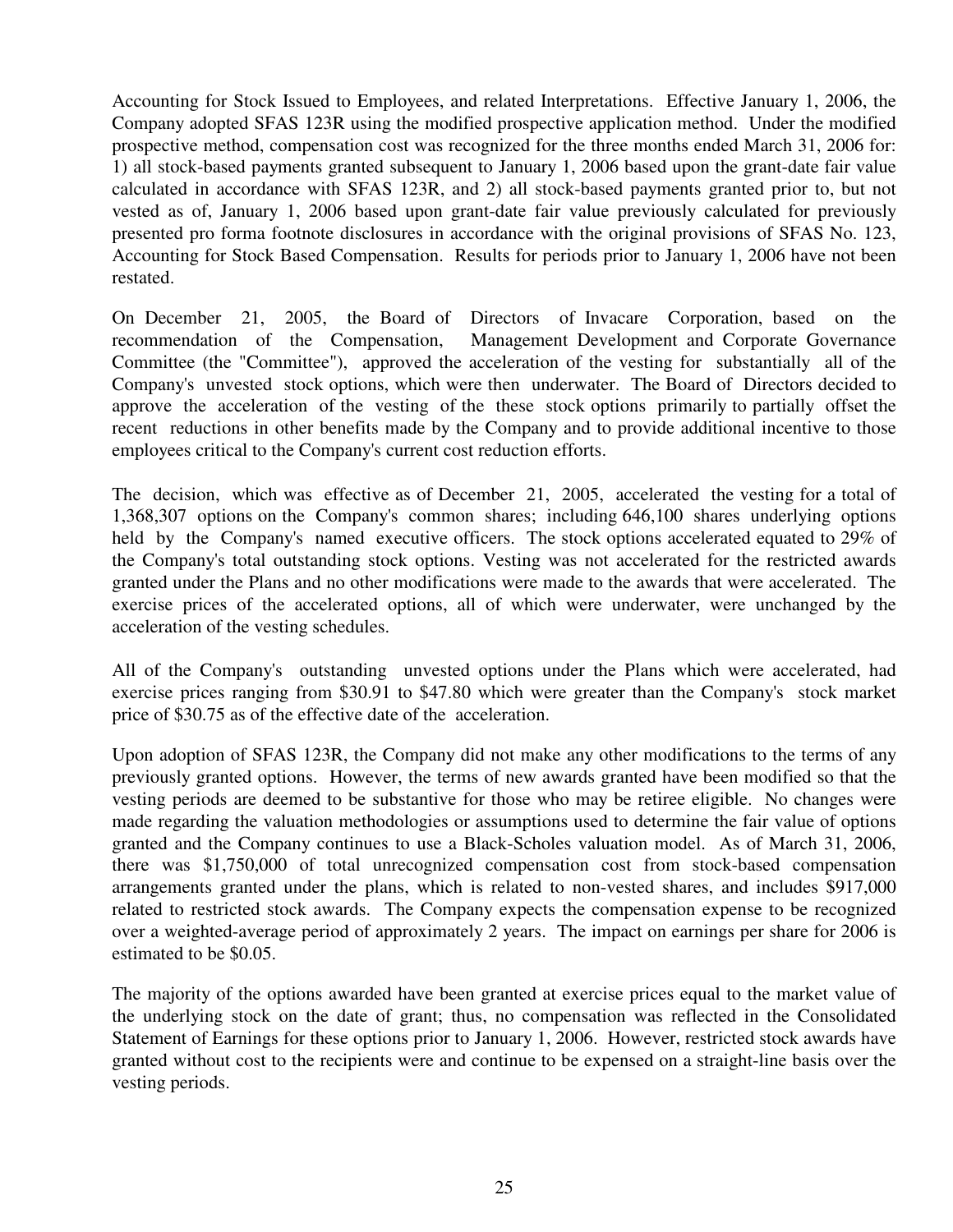Accounting for Stock Issued to Employees, and related Interpretations. Effective January 1, 2006, the Company adopted SFAS 123R using the modified prospective application method. Under the modified prospective method, compensation cost was recognized for the three months ended March 31, 2006 for: 1) all stock-based payments granted subsequent to January 1, 2006 based upon the grant-date fair value calculated in accordance with SFAS 123R, and 2) all stock-based payments granted prior to, but not vested as of, January 1, 2006 based upon grant-date fair value previously calculated for previously presented pro forma footnote disclosures in accordance with the original provisions of SFAS No. 123, Accounting for Stock Based Compensation. Results for periods prior to January 1, 2006 have not been restated.

On December 21, 2005, the Board of Directors of Invacare Corporation, based on the recommendation of the Compensation, Management Development and Corporate Governance Committee (the "Committee"), approved the acceleration of the vesting for substantially all of the Company's unvested stock options, which were then underwater. The Board of Directors decided to approve the acceleration of the vesting of the these stock options primarily to partially offset the recent reductions in other benefits made by the Company and to provide additional incentive to those employees critical to the Company's current cost reduction efforts.

The decision, which was effective as of December 21, 2005, accelerated the vesting for a total of 1,368,307 options on the Company's common shares; including 646,100 shares underlying options held by the Company's named executive officers. The stock options accelerated equated to 29% of the Company's total outstanding stock options. Vesting was not accelerated for the restricted awards granted under the Plans and no other modifications were made to the awards that were accelerated. The exercise prices of the accelerated options, all of which were underwater, were unchanged by the acceleration of the vesting schedules.

All of the Company's outstanding unvested options under the Plans which were accelerated, had exercise prices ranging from $30.91 to $47.80 which were greater than the Company's stock market price of $30.75 as of the effective date of the acceleration.

Upon adoption of SFAS 123R, the Company did not make any other modifications to the terms of any previously granted options. However, the terms of new awards granted have been modified so that the vesting periods are deemed to be substantive for those who may be retiree eligible. No changes were made regarding the valuation methodologies or assumptions used to determine the fair value of options granted and the Company continues to use a Black-Scholes valuation model. As of March 31, 2006, there was $1,750,000 of total unrecognized compensation cost from stock-based compensation arrangements granted under the plans, which is related to non-vested shares, and includes $917,000 related to restricted stock awards. The Company expects the compensation expense to be recognized over a weighted-average period of approximately 2 years. The impact on earnings per share for 2006 is estimated to be $0.05.

The majority of the options awarded have been granted at exercise prices equal to the market value of the underlying stock on the date of grant; thus, no compensation was reflected in the Consolidated Statement of Earnings for these options prior to January 1, 2006. However, restricted stock awards have granted without cost to the recipients were and continue to be expensed on a straight-line basis over the vesting periods.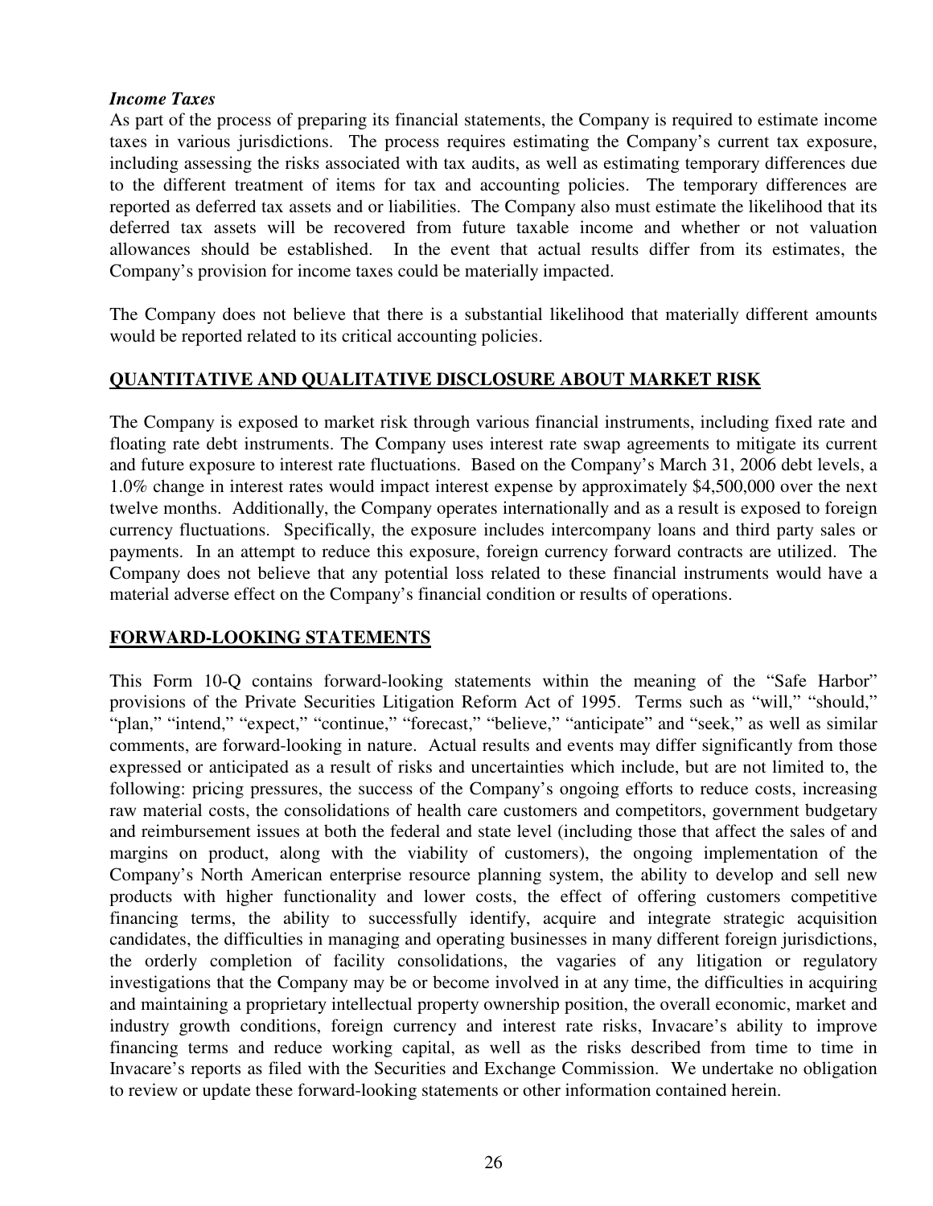***Income Taxes***

As part of the process of preparing its financial statements, the Company is required to estimate income taxes in various jurisdictions. The process requires estimating the Company's current tax exposure, including assessing the risks associated with tax audits, as well as estimating temporary differences due to the different treatment of items for tax and accounting policies. The temporary differences are reported as deferred tax assets and or liabilities. The Company also must estimate the likelihood that its deferred tax assets will be recovered from future taxable income and whether or not valuation allowances should be established. In the event that actual results differ from its estimates, the Company's provision for income taxes could be materially impacted.

The Company does not believe that there is a substantial likelihood that materially different amounts would be reported related to its critical accounting policies.

## QUANTITATIVE AND QUALITATIVE DISCLOSURE ABOUT MARKET RISK

The Company is exposed to market risk through various financial instruments, including fixed rate and floating rate debt instruments. The Company uses interest rate swap agreements to mitigate its current and future exposure to interest rate fluctuations. Based on the Company's March 31, 2006 debt levels, a 1.0% change in interest rates would impact interest expense by approximately $4,500,000 over the next twelve months. Additionally, the Company operates internationally and as a result is exposed to foreign currency fluctuations. Specifically, the exposure includes intercompany loans and third party sales or payments. In an attempt to reduce this exposure, foreign currency forward contracts are utilized. The Company does not believe that any potential loss related to these financial instruments would have a material adverse effect on the Company's financial condition or results of operations.

## FORWARD-LOOKING STATEMENTS

This Form 10-Q contains forward-looking statements within the meaning of the "Safe Harbor" provisions of the Private Securities Litigation Reform Act of 1995. Terms such as "will," "should," "plan," "intend," "expect," "continue," "forecast," "believe," "anticipate" and "seek," as well as similar comments, are forward-looking in nature. Actual results and events may differ significantly from those expressed or anticipated as a result of risks and uncertainties which include, but are not limited to, the following: pricing pressures, the success of the Company's ongoing efforts to reduce costs, increasing raw material costs, the consolidations of health care customers and competitors, government budgetary and reimbursement issues at both the federal and state level (including those that affect the sales of and margins on product, along with the viability of customers), the ongoing implementation of the Company's North American enterprise resource planning system, the ability to develop and sell new products with higher functionality and lower costs, the effect of offering customers competitive financing terms, the ability to successfully identify, acquire and integrate strategic acquisition candidates, the difficulties in managing and operating businesses in many different foreign jurisdictions, the orderly completion of facility consolidations, the vagaries of any litigation or regulatory investigations that the Company may be or become involved in at any time, the difficulties in acquiring and maintaining a proprietary intellectual property ownership position, the overall economic, market and industry growth conditions, foreign currency and interest rate risks, Invacare's ability to improve financing terms and reduce working capital, as well as the risks described from time to time in Invacare's reports as filed with the Securities and Exchange Commission. We undertake no obligation to review or update these forward-looking statements or other information contained herein.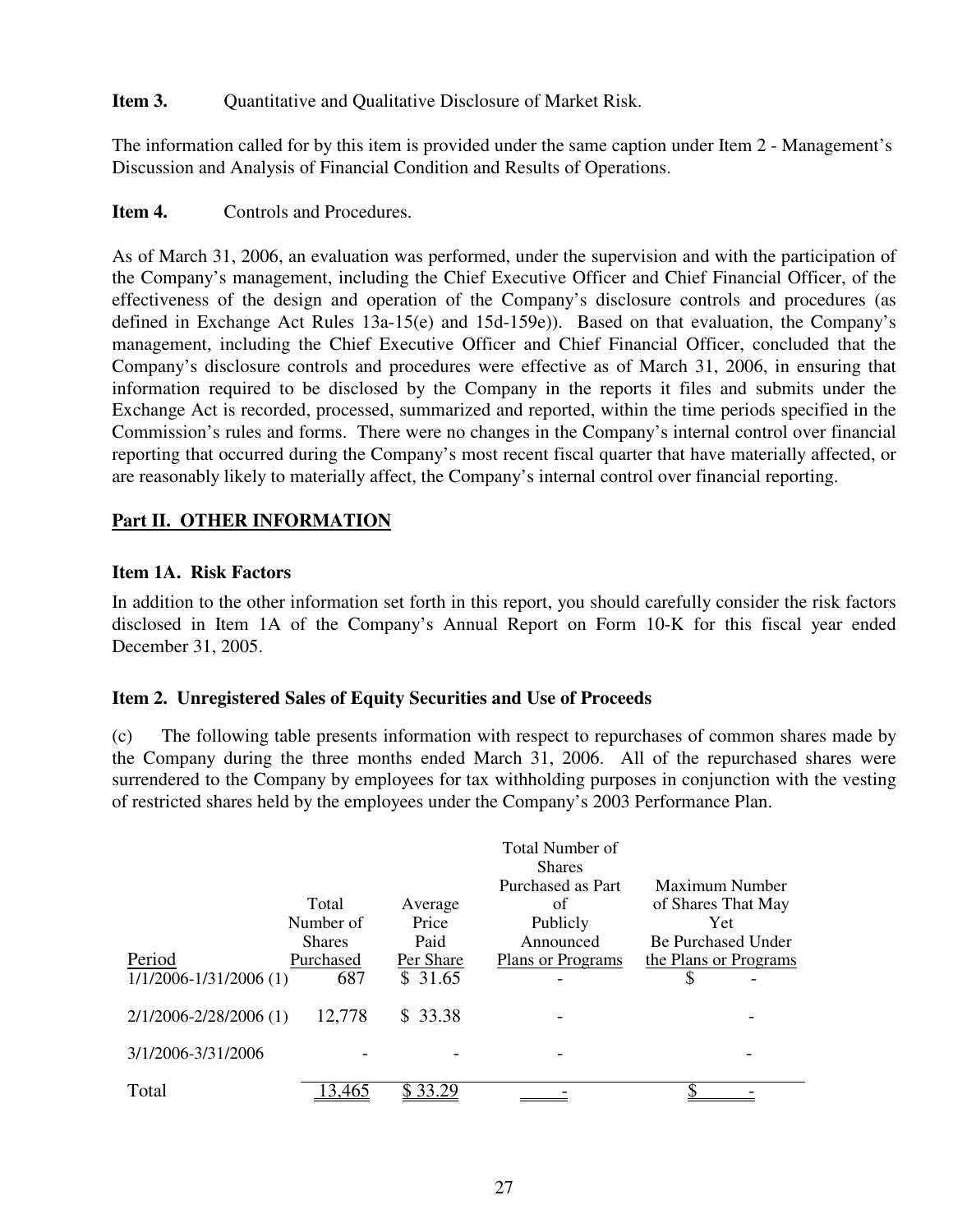**Item 3.** Quantitative and Qualitative Disclosure of Market Risk.

The information called for by this item is provided under the same caption under Item 2 - Management's Discussion and Analysis of Financial Condition and Results of Operations.

**Item 4.** Controls and Procedures.

As of March 31, 2006, an evaluation was performed, under the supervision and with the participation of the Company's management, including the Chief Executive Officer and Chief Financial Officer, of the effectiveness of the design and operation of the Company's disclosure controls and procedures (as defined in Exchange Act Rules 13a-15(e) and 15d-159e)). Based on that evaluation, the Company's management, including the Chief Executive Officer and Chief Financial Officer, concluded that the Company's disclosure controls and procedures were effective as of March 31, 2006, in ensuring that information required to be disclosed by the Company in the reports it files and submits under the Exchange Act is recorded, processed, summarized and reported, within the time periods specified in the Commission's rules and forms. There were no changes in the Company's internal control over financial reporting that occurred during the Company's most recent fiscal quarter that have materially affected, or are reasonably likely to materially affect, the Company's internal control over financial reporting.

## Part II. OTHER INFORMATION

**Item 1A. Risk Factors**

In addition to the other information set forth in this report, you should carefully consider the risk factors disclosed in Item 1A of the Company's Annual Report on Form 10-K for this fiscal year ended December 31, 2005.

**Item 2. Unregistered Sales of Equity Securities and Use of Proceeds**

(c) The following table presents information with respect to repurchases of common shares made by the Company during the three months ended March 31, 2006. All of the repurchased shares were surrendered to the Company by employees for tax withholding purposes in conjunction with the vesting of restricted shares held by the employees under the Company's 2003 Performance Plan.

| Period | Total Number of Shares Purchased | Average Price Paid Per Share | Total Number of Shares Purchased as Part of Publicly Announced Plans or Programs | Maximum Number of Shares That May Yet Be Purchased Under the Plans or Programs |
|---|---|---|---|---|
| 1/1/2006-1/31/2006 (1) | 687 | $ 31.65 | - | $ - |
| 2/1/2006-2/28/2006 (1) | 12,778 | $ 33.38 | - | - |
| 3/1/2006-3/31/2006 | - | - | - | - |
| Total | 13,465 | $ 33.29 | - | $ - |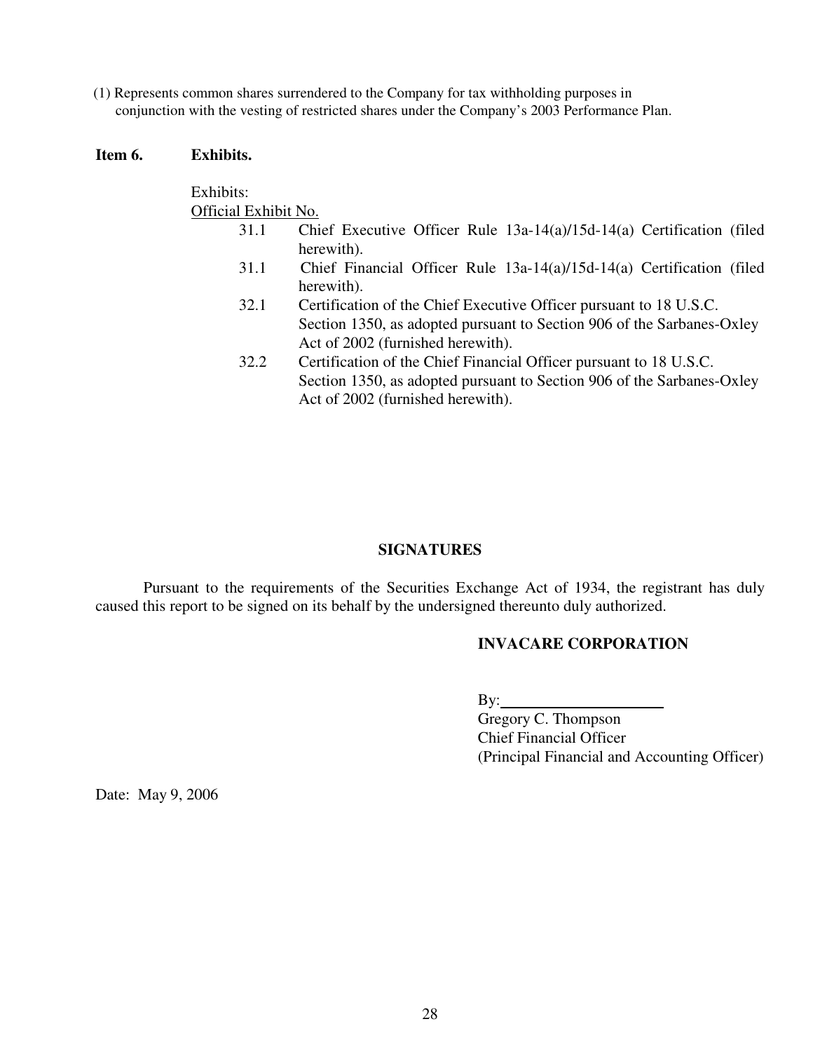(1) Represents common shares surrendered to the Company for tax withholding purposes in conjunction with the vesting of restricted shares under the Company's 2003 Performance Plan.

**Item 6. Exhibits.**

Exhibits:

Official Exhibit No.

- 31.1 Chief Executive Officer Rule 13a-14(a)/15d-14(a) Certification (filed herewith).
- 31.1 Chief Financial Officer Rule 13a-14(a)/15d-14(a) Certification (filed herewith).
- 32.1 Certification of the Chief Executive Officer pursuant to 18 U.S.C. Section 1350, as adopted pursuant to Section 906 of the Sarbanes-Oxley Act of 2002 (furnished herewith).
- 32.2 Certification of the Chief Financial Officer pursuant to 18 U.S.C. Section 1350, as adopted pursuant to Section 906 of the Sarbanes-Oxley Act of 2002 (furnished herewith).

## SIGNATURES

Pursuant to the requirements of the Securities Exchange Act of 1934, the registrant has duly caused this report to be signed on its behalf by the undersigned thereunto duly authorized.

**INVACARE CORPORATION**

By:\_\_\_\_\_\_\_\_\_\_\_\_\_\_\_\_\_\_\_\_
Gregory C. Thompson
Chief Financial Officer
(Principal Financial and Accounting Officer)

Date: May 9, 2006